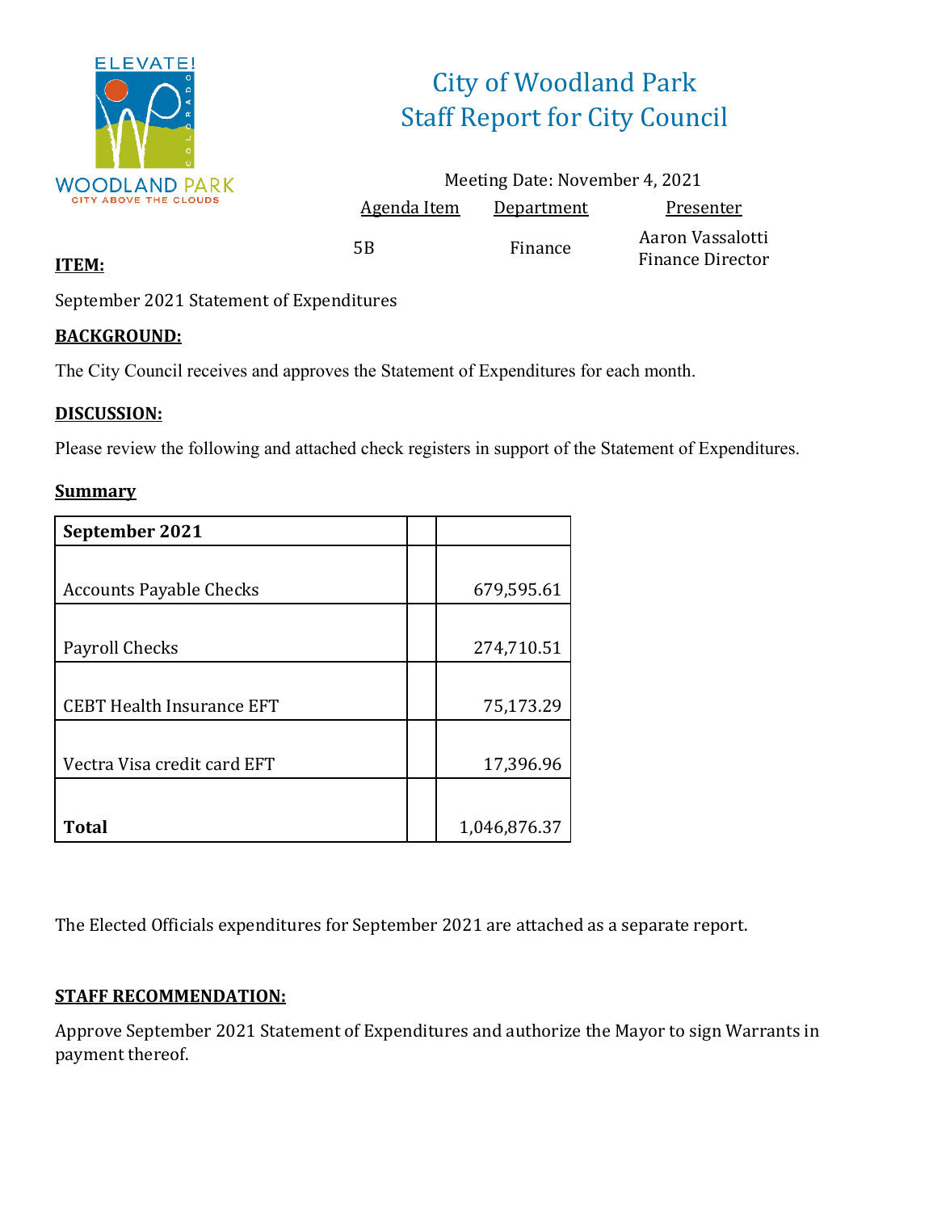# City of Woodland Park
## Staff Report for City Council

Meeting Date: November 4, 2021

| Agenda Item | Department | Presenter |
|---|---|---|
| 5B | Finance | Aaron Vassalotti<br>Finance Director |

**ITEM:**

September 2021 Statement of Expenditures

**BACKGROUND:**

The City Council receives and approves the Statement of Expenditures for each month.

**DISCUSSION:**

Please review the following and attached check registers in support of the Statement of Expenditures.

**Summary**

| September 2021 | | |
|---|---|---|
| Accounts Payable Checks | | 679,595.61 |
| Payroll Checks | | 274,710.51 |
| CEBT Health Insurance EFT | | 75,173.29 |
| Vectra Visa credit card EFT | | 17,396.96 |
| **Total** | | 1,046,876.37 |

The Elected Officials expenditures for September 2021 are attached as a separate report.

**STAFF RECOMMENDATION:**

Approve September 2021 Statement of Expenditures and authorize the Mayor to sign Warrants in payment thereof.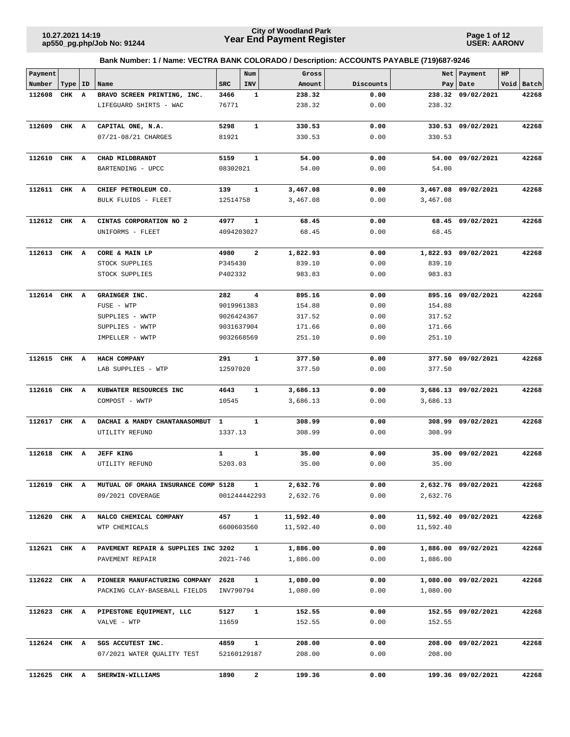**City of Woodland Park**
**Year End Payment Register**

10.27.2021 14:19
ap550_pg.php/Job No: 91244

USER: AARONV

### Bank Number: 1 / Name: VECTRA BANK COLORADO / Description: ACCOUNTS PAYABLE (719)687-9246

| Payment Number | Type | ID | Name | SRC | Num INV | Gross Amount | Discounts | Net Pay | Payment Date | HP Void | Batch |
|---|---|---|---|---|---|---|---|---|---|---|---|
| **112608** | **CHK** | **A** | **BRAVO SCREEN PRINTING, INC.** | **3466** | **1** | **238.32** | **0.00** | **238.32** | **09/02/2021** | | **42268** |
| | | | LIFEGUARD SHIRTS - WAC | 76771 | | 238.32 | 0.00 | 238.32 | | | |
| **112609** | **CHK** | **A** | **CAPITAL ONE, N.A.** | **5298** | **1** | **330.53** | **0.00** | **330.53** | **09/02/2021** | | **42268** |
| | | | 07/21-08/21 CHARGES | 81921 | | 330.53 | 0.00 | 330.53 | | | |
| **112610** | **CHK** | **A** | **CHAD MILDBRANDT** | **5159** | **1** | **54.00** | **0.00** | **54.00** | **09/02/2021** | | **42268** |
| | | | BARTENDING - UPCC | 08302021 | | 54.00 | 0.00 | 54.00 | | | |
| **112611** | **CHK** | **A** | **CHIEF PETROLEUM CO.** | **139** | **1** | **3,467.08** | **0.00** | **3,467.08** | **09/02/2021** | | **42268** |
| | | | BULK FLUIDS - FLEET | 12514758 | | 3,467.08 | 0.00 | 3,467.08 | | | |
| **112612** | **CHK** | **A** | **CINTAS CORPORATION NO 2** | **4977** | **1** | **68.45** | **0.00** | **68.45** | **09/02/2021** | | **42268** |
| | | | UNIFORMS - FLEET | 4094203027 | | 68.45 | 0.00 | 68.45 | | | |
| **112613** | **CHK** | **A** | **CORE & MAIN LP** | **4980** | **2** | **1,822.93** | **0.00** | **1,822.93** | **09/02/2021** | | **42268** |
| | | | STOCK SUPPLIES | P345430 | | 839.10 | 0.00 | 839.10 | | | |
| | | | STOCK SUPPLIES | P402332 | | 983.83 | 0.00 | 983.83 | | | |
| **112614** | **CHK** | **A** | **GRAINGER INC.** | **282** | **4** | **895.16** | **0.00** | **895.16** | **09/02/2021** | | **42268** |
| | | | FUSE - WTP | 9019961383 | | 154.88 | 0.00 | 154.88 | | | |
| | | | SUPPLIES - WWTP | 9026424367 | | 317.52 | 0.00 | 317.52 | | | |
| | | | SUPPLIES - WWTP | 9031637904 | | 171.66 | 0.00 | 171.66 | | | |
| | | | IMPELLER - WWTP | 9032668569 | | 251.10 | 0.00 | 251.10 | | | |
| **112615** | **CHK** | **A** | **HACH COMPANY** | **291** | **1** | **377.50** | **0.00** | **377.50** | **09/02/2021** | | **42268** |
| | | | LAB SUPPLIES - WTP | 12597020 | | 377.50 | 0.00 | 377.50 | | | |
| **112616** | **CHK** | **A** | **KUBWATER RESOURCES INC** | **4643** | **1** | **3,686.13** | **0.00** | **3,686.13** | **09/02/2021** | | **42268** |
| | | | COMPOST - WWTP | 10545 | | 3,686.13 | 0.00 | 3,686.13 | | | |
| **112617** | **CHK** | **A** | **DACHAI & MANDY CHANTANASOMBUT** | **1** | **1** | **308.99** | **0.00** | **308.99** | **09/02/2021** | | **42268** |
| | | | UTILITY REFUND | 1337.13 | | 308.99 | 0.00 | 308.99 | | | |
| **112618** | **CHK** | **A** | **JEFF KING** | **1** | **1** | **35.00** | **0.00** | **35.00** | **09/02/2021** | | **42268** |
| | | | UTILITY REFUND | 5203.03 | | 35.00 | 0.00 | 35.00 | | | |
| **112619** | **CHK** | **A** | **MUTUAL OF OMAHA INSURANCE COMP** | **5128** | **1** | **2,632.76** | **0.00** | **2,632.76** | **09/02/2021** | | **42268** |
| | | | 09/2021 COVERAGE | 001244442293 | | 2,632.76 | 0.00 | 2,632.76 | | | |
| **112620** | **CHK** | **A** | **NALCO CHEMICAL COMPANY** | **457** | **1** | **11,592.40** | **0.00** | **11,592.40** | **09/02/2021** | | **42268** |
| | | | WTP CHEMICALS | 6600603560 | | 11,592.40 | 0.00 | 11,592.40 | | | |
| **112621** | **CHK** | **A** | **PAVEMENT REPAIR & SUPPLIES INC** | **3202** | **1** | **1,886.00** | **0.00** | **1,886.00** | **09/02/2021** | | **42268** |
| | | | PAVEMENT REPAIR | 2021-746 | | 1,886.00 | 0.00 | 1,886.00 | | | |
| **112622** | **CHK** | **A** | **PIONEER MANUFACTURING COMPANY** | **2628** | **1** | **1,080.00** | **0.00** | **1,080.00** | **09/02/2021** | | **42268** |
| | | | PACKING CLAY-BASEBALL FIELDS | INV790794 | | 1,080.00 | 0.00 | 1,080.00 | | | |
| **112623** | **CHK** | **A** | **PIPESTONE EQUIPMENT, LLC** | **5127** | **1** | **152.55** | **0.00** | **152.55** | **09/02/2021** | | **42268** |
| | | | VALVE - WTP | 11659 | | 152.55 | 0.00 | 152.55 | | | |
| **112624** | **CHK** | **A** | **SGS ACCUTEST INC.** | **4859** | **1** | **208.00** | **0.00** | **208.00** | **09/02/2021** | | **42268** |
| | | | 07/2021 WATER QUALITY TEST | 52160129187 | | 208.00 | 0.00 | 208.00 | | | |
| **112625** | **CHK** | **A** | **SHERWIN-WILLIAMS** | **1890** | **2** | **199.36** | **0.00** | **199.36** | **09/02/2021** | | **42268** |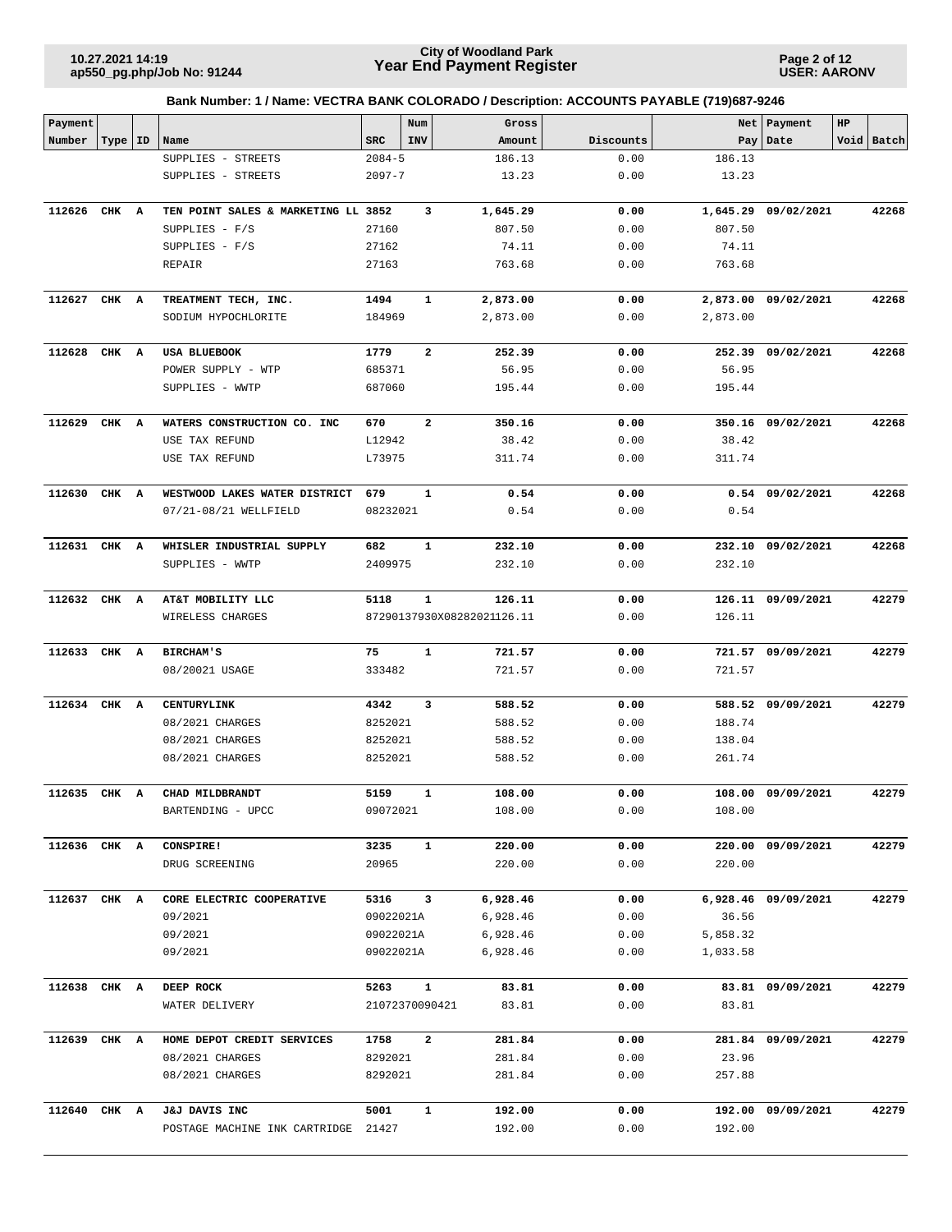**Bank Number: 1 / Name: VECTRA BANK COLORADO / Description: ACCOUNTS PAYABLE (719)687-9246**

| Payment Number | Type | ID | Name | SRC | Num INV | Gross Amount | Discounts | Net Pay | Payment Date | HP Void | Batch |
|---|---|---|---|---|---|---|---|---|---|---|---|
| | | | SUPPLIES - STREETS | 2084-5 | | 186.13 | 0.00 | 186.13 | | | |
| | | | SUPPLIES - STREETS | 2097-7 | | 13.23 | 0.00 | 13.23 | | | |
| **112626** | **CHK** | **A** | **TEN POINT SALES & MARKETING LL** | **3852** | **3** | **1,645.29** | **0.00** | **1,645.29** | **09/02/2021** | | **42268** |
| | | | SUPPLIES - F/S | 27160 | | 807.50 | 0.00 | 807.50 | | | |
| | | | SUPPLIES - F/S | 27162 | | 74.11 | 0.00 | 74.11 | | | |
| | | | REPAIR | 27163 | | 763.68 | 0.00 | 763.68 | | | |
| **112627** | **CHK** | **A** | **TREATMENT TECH, INC.** | **1494** | **1** | **2,873.00** | **0.00** | **2,873.00** | **09/02/2021** | | **42268** |
| | | | SODIUM HYPOCHLORITE | 184969 | | 2,873.00 | 0.00 | 2,873.00 | | | |
| **112628** | **CHK** | **A** | **USA BLUEBOOK** | **1779** | **2** | **252.39** | **0.00** | **252.39** | **09/02/2021** | | **42268** |
| | | | POWER SUPPLY - WTP | 685371 | | 56.95 | 0.00 | 56.95 | | | |
| | | | SUPPLIES - WWTP | 687060 | | 195.44 | 0.00 | 195.44 | | | |
| **112629** | **CHK** | **A** | **WATERS CONSTRUCTION CO. INC** | **670** | **2** | **350.16** | **0.00** | **350.16** | **09/02/2021** | | **42268** |
| | | | USE TAX REFUND | L12942 | | 38.42 | 0.00 | 38.42 | | | |
| | | | USE TAX REFUND | L73975 | | 311.74 | 0.00 | 311.74 | | | |
| **112630** | **CHK** | **A** | **WESTWOOD LAKES WATER DISTRICT** | **679** | **1** | **0.54** | **0.00** | **0.54** | **09/02/2021** | | **42268** |
| | | | 07/21-08/21 WELLFIELD | 08232021 | | 0.54 | 0.00 | 0.54 | | | |
| **112631** | **CHK** | **A** | **WHISLER INDUSTRIAL SUPPLY** | **682** | **1** | **232.10** | **0.00** | **232.10** | **09/02/2021** | | **42268** |
| | | | SUPPLIES - WWTP | 2409975 | | 232.10 | 0.00 | 232.10 | | | |
| **112632** | **CHK** | **A** | **AT&T MOBILITY LLC** | **5118** | **1** | **126.11** | **0.00** | **126.11** | **09/09/2021** | | **42279** |
| | | | WIRELESS CHARGES | 87290137930X08282021 | | 126.11 | 0.00 | 126.11 | | | |
| **112633** | **CHK** | **A** | **BIRCHAM'S** | **75** | **1** | **721.57** | **0.00** | **721.57** | **09/09/2021** | | **42279** |
| | | | 08/20021 USAGE | 333482 | | 721.57 | 0.00 | 721.57 | | | |
| **112634** | **CHK** | **A** | **CENTURYLINK** | **4342** | **3** | **588.52** | **0.00** | **588.52** | **09/09/2021** | | **42279** |
| | | | 08/2021 CHARGES | 8252021 | | 588.52 | 0.00 | 188.74 | | | |
| | | | 08/2021 CHARGES | 8252021 | | 588.52 | 0.00 | 138.04 | | | |
| | | | 08/2021 CHARGES | 8252021 | | 588.52 | 0.00 | 261.74 | | | |
| **112635** | **CHK** | **A** | **CHAD MILDBRANDT** | **5159** | **1** | **108.00** | **0.00** | **108.00** | **09/09/2021** | | **42279** |
| | | | BARTENDING - UPCC | 09072021 | | 108.00 | 0.00 | 108.00 | | | |
| **112636** | **CHK** | **A** | **CONSPIRE!** | **3235** | **1** | **220.00** | **0.00** | **220.00** | **09/09/2021** | | **42279** |
| | | | DRUG SCREENING | 20965 | | 220.00 | 0.00 | 220.00 | | | |
| **112637** | **CHK** | **A** | **CORE ELECTRIC COOPERATIVE** | **5316** | **3** | **6,928.46** | **0.00** | **6,928.46** | **09/09/2021** | | **42279** |
| | | | 09/2021 | 09022021A | | 6,928.46 | 0.00 | 36.56 | | | |
| | | | 09/2021 | 09022021A | | 6,928.46 | 0.00 | 5,858.32 | | | |
| | | | 09/2021 | 09022021A | | 6,928.46 | 0.00 | 1,033.58 | | | |
| **112638** | **CHK** | **A** | **DEEP ROCK** | **5263** | **1** | **83.81** | **0.00** | **83.81** | **09/09/2021** | | **42279** |
| | | | WATER DELIVERY | 21072370090421 | | 83.81 | 0.00 | 83.81 | | | |
| **112639** | **CHK** | **A** | **HOME DEPOT CREDIT SERVICES** | **1758** | **2** | **281.84** | **0.00** | **281.84** | **09/09/2021** | | **42279** |
| | | | 08/2021 CHARGES | 8292021 | | 281.84 | 0.00 | 23.96 | | | |
| | | | 08/2021 CHARGES | 8292021 | | 281.84 | 0.00 | 257.88 | | | |
| **112640** | **CHK** | **A** | **J&J DAVIS INC** | **5001** | **1** | **192.00** | **0.00** | **192.00** | **09/09/2021** | | **42279** |
| | | | POSTAGE MACHINE INK CARTRIDGE | 21427 | | 192.00 | 0.00 | 192.00 | | | |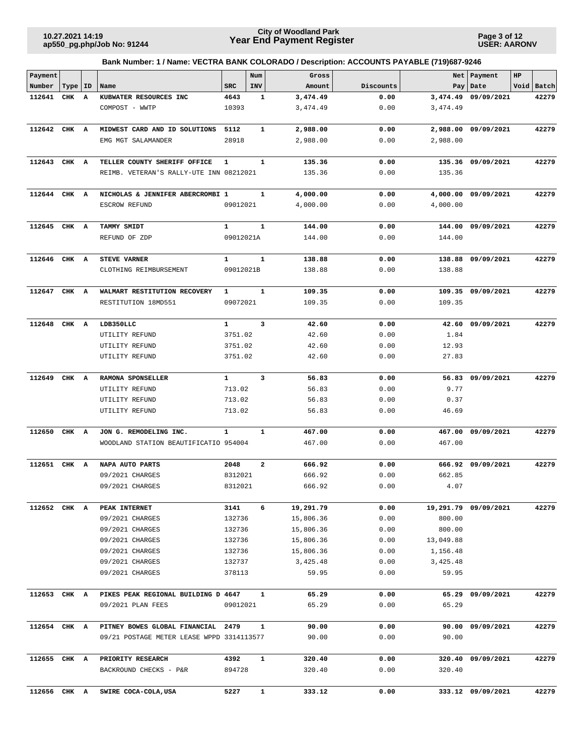# City of Woodland Park
## Year End Payment Register

10.27.2021 14:19
ap550_pg.php/Job No: 91244

USER: AARONV

**Bank Number: 1 / Name: VECTRA BANK COLORADO / Description: ACCOUNTS PAYABLE (719)687-9246**

| Payment Number | Type | ID | Name | SRC | Num INV | Gross Amount | Discounts | Net Pay | Payment Date | HP Void | Batch |
|---|---|---|---|---|---|---|---|---|---|---|---|
| **112641** | **CHK** | **A** | **KUBWATER RESOURCES INC** | **4643** | **1** | **3,474.49** | **0.00** | **3,474.49** | **09/09/2021** | | **42279** |
| | | | COMPOST - WWTP | 10393 | | 3,474.49 | 0.00 | 3,474.49 | | | |
| **112642** | **CHK** | **A** | **MIDWEST CARD AND ID SOLUTIONS** | **5112** | **1** | **2,988.00** | **0.00** | **2,988.00** | **09/09/2021** | | **42279** |
| | | | EMG MGT SALAMANDER | 28918 | | 2,988.00 | 0.00 | 2,988.00 | | | |
| **112643** | **CHK** | **A** | **TELLER COUNTY SHERIFF OFFICE** | **1** | **1** | **135.36** | **0.00** | **135.36** | **09/09/2021** | | **42279** |
| | | | REIMB. VETERAN'S RALLY-UTE INN | 08212021 | | 135.36 | 0.00 | 135.36 | | | |
| **112644** | **CHK** | **A** | **NICHOLAS & JENNIFER ABERCROMBI** | **1** | **1** | **4,000.00** | **0.00** | **4,000.00** | **09/09/2021** | | **42279** |
| | | | ESCROW REFUND | 09012021 | | 4,000.00 | 0.00 | 4,000.00 | | | |
| **112645** | **CHK** | **A** | **TAMMY SMIDT** | **1** | **1** | **144.00** | **0.00** | **144.00** | **09/09/2021** | | **42279** |
| | | | REFUND OF ZDP | 09012021A | | 144.00 | 0.00 | 144.00 | | | |
| **112646** | **CHK** | **A** | **STEVE VARNER** | **1** | **1** | **138.88** | **0.00** | **138.88** | **09/09/2021** | | **42279** |
| | | | CLOTHING REIMBURSEMENT | 09012021B | | 138.88 | 0.00 | 138.88 | | | |
| **112647** | **CHK** | **A** | **WALMART RESTITUTION RECOVERY** | **1** | **1** | **109.35** | **0.00** | **109.35** | **09/09/2021** | | **42279** |
| | | | RESTITUTION 18MD551 | 09072021 | | 109.35 | 0.00 | 109.35 | | | |
| **112648** | **CHK** | **A** | **LDB350LLC** | **1** | **3** | **42.60** | **0.00** | **42.60** | **09/09/2021** | | **42279** |
| | | | UTILITY REFUND | 3751.02 | | 42.60 | 0.00 | 1.84 | | | |
| | | | UTILITY REFUND | 3751.02 | | 42.60 | 0.00 | 12.93 | | | |
| | | | UTILITY REFUND | 3751.02 | | 42.60 | 0.00 | 27.83 | | | |
| **112649** | **CHK** | **A** | **RAMONA SPONSELLER** | **1** | **3** | **56.83** | **0.00** | **56.83** | **09/09/2021** | | **42279** |
| | | | UTILITY REFUND | 713.02 | | 56.83 | 0.00 | 9.77 | | | |
| | | | UTILITY REFUND | 713.02 | | 56.83 | 0.00 | 0.37 | | | |
| | | | UTILITY REFUND | 713.02 | | 56.83 | 0.00 | 46.69 | | | |
| **112650** | **CHK** | **A** | **JON G. REMODELING INC.** | **1** | **1** | **467.00** | **0.00** | **467.00** | **09/09/2021** | | **42279** |
| | | | WOODLAND STATION BEAUTIFICATIO | 954004 | | 467.00 | 0.00 | 467.00 | | | |
| **112651** | **CHK** | **A** | **NAPA AUTO PARTS** | **2048** | **2** | **666.92** | **0.00** | **666.92** | **09/09/2021** | | **42279** |
| | | | 09/2021 CHARGES | 8312021 | | 666.92 | 0.00 | 662.85 | | | |
| | | | 09/2021 CHARGES | 8312021 | | 666.92 | 0.00 | 4.07 | | | |
| **112652** | **CHK** | **A** | **PEAK INTERNET** | **3141** | **6** | **19,291.79** | **0.00** | **19,291.79** | **09/09/2021** | | **42279** |
| | | | 09/2021 CHARGES | 132736 | | 15,806.36 | 0.00 | 800.00 | | | |
| | | | 09/2021 CHARGES | 132736 | | 15,806.36 | 0.00 | 800.00 | | | |
| | | | 09/2021 CHARGES | 132736 | | 15,806.36 | 0.00 | 13,049.88 | | | |
| | | | 09/2021 CHARGES | 132736 | | 15,806.36 | 0.00 | 1,156.48 | | | |
| | | | 09/2021 CHARGES | 132737 | | 3,425.48 | 0.00 | 3,425.48 | | | |
| | | | 09/2021 CHARGES | 378113 | | 59.95 | 0.00 | 59.95 | | | |
| **112653** | **CHK** | **A** | **PIKES PEAK REGIONAL BUILDING D** | **4647** | **1** | **65.29** | **0.00** | **65.29** | **09/09/2021** | | **42279** |
| | | | 09/2021 PLAN FEES | 09012021 | | 65.29 | 0.00 | 65.29 | | | |
| **112654** | **CHK** | **A** | **PITNEY BOWES GLOBAL FINANCIAL** | **2479** | **1** | **90.00** | **0.00** | **90.00** | **09/09/2021** | | **42279** |
| | | | 09/21 POSTAGE METER LEASE WPPD | 3314113577 | | 90.00 | 0.00 | 90.00 | | | |
| **112655** | **CHK** | **A** | **PRIORITY RESEARCH** | **4392** | **1** | **320.40** | **0.00** | **320.40** | **09/09/2021** | | **42279** |
| | | | BACKROUND CHECKS - P&R | 894728 | | 320.40 | 0.00 | 320.40 | | | |
| **112656** | **CHK** | **A** | **SWIRE COCA-COLA,USA** | **5227** | **1** | **333.12** | **0.00** | **333.12** | **09/09/2021** | | **42279** |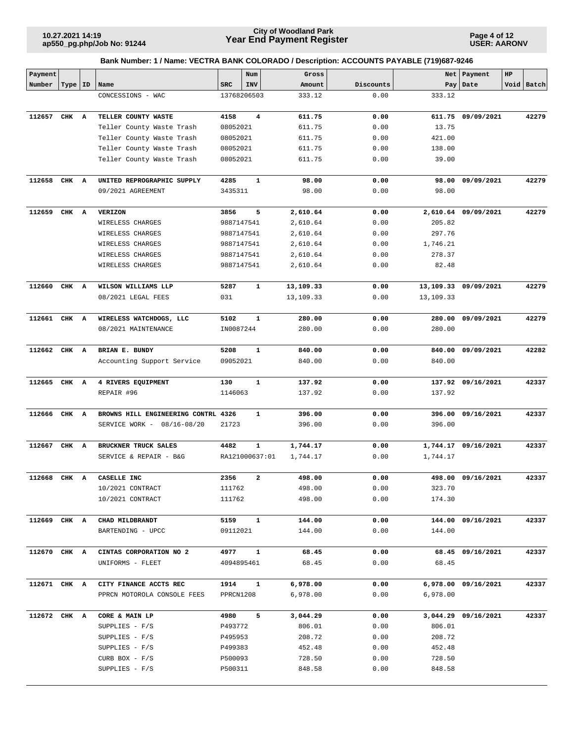**Bank Number: 1 / Name: VECTRA BANK COLORADO / Description: ACCOUNTS PAYABLE (719)687-9246**

| Payment Number | Type | ID | Name | SRC | Num INV | Gross Amount | Discounts | Net Pay | Payment Date | HP Void | Batch |
|---|---|---|---|---|---|---|---|---|---|---|---|
| | | | CONCESSIONS - WAC | 13768206503 | | 333.12 | 0.00 | 333.12 | | | |
| **112657** | **CHK** | **A** | **TELLER COUNTY WASTE** | **4158** | **4** | **611.75** | **0.00** | **611.75** | **09/09/2021** | | **42279** |
| | | | Teller County Waste Trash | 08052021 | | 611.75 | 0.00 | 13.75 | | | |
| | | | Teller County Waste Trash | 08052021 | | 611.75 | 0.00 | 421.00 | | | |
| | | | Teller County Waste Trash | 08052021 | | 611.75 | 0.00 | 138.00 | | | |
| | | | Teller County Waste Trash | 08052021 | | 611.75 | 0.00 | 39.00 | | | |
| **112658** | **CHK** | **A** | **UNITED REPROGRAPHIC SUPPLY** | **4285** | **1** | **98.00** | **0.00** | **98.00** | **09/09/2021** | | **42279** |
| | | | 09/2021 AGREEMENT | 3435311 | | 98.00 | 0.00 | 98.00 | | | |
| **112659** | **CHK** | **A** | **VERIZON** | **3856** | **5** | **2,610.64** | **0.00** | **2,610.64** | **09/09/2021** | | **42279** |
| | | | WIRELESS CHARGES | 9887147541 | | 2,610.64 | 0.00 | 205.82 | | | |
| | | | WIRELESS CHARGES | 9887147541 | | 2,610.64 | 0.00 | 297.76 | | | |
| | | | WIRELESS CHARGES | 9887147541 | | 2,610.64 | 0.00 | 1,746.21 | | | |
| | | | WIRELESS CHARGES | 9887147541 | | 2,610.64 | 0.00 | 278.37 | | | |
| | | | WIRELESS CHARGES | 9887147541 | | 2,610.64 | 0.00 | 82.48 | | | |
| **112660** | **CHK** | **A** | **WILSON WILLIAMS LLP** | **5287** | **1** | **13,109.33** | **0.00** | **13,109.33** | **09/09/2021** | | **42279** |
| | | | 08/2021 LEGAL FEES | 031 | | 13,109.33 | 0.00 | 13,109.33 | | | |
| **112661** | **CHK** | **A** | **WIRELESS WATCHDOGS, LLC** | **5102** | **1** | **280.00** | **0.00** | **280.00** | **09/09/2021** | | **42279** |
| | | | 08/2021 MAINTENANCE | IN0087244 | | 280.00 | 0.00 | 280.00 | | | |
| **112662** | **CHK** | **A** | **BRIAN E. BUNDY** | **5208** | **1** | **840.00** | **0.00** | **840.00** | **09/09/2021** | | **42282** |
| | | | Accounting Support Service | 09052021 | | 840.00 | 0.00 | 840.00 | | | |
| **112665** | **CHK** | **A** | **4 RIVERS EQUIPMENT** | **130** | **1** | **137.92** | **0.00** | **137.92** | **09/16/2021** | | **42337** |
| | | | REPAIR #96 | 1146063 | | 137.92 | 0.00 | 137.92 | | | |
| **112666** | **CHK** | **A** | **BROWNS HILL ENGINEERING CONTRL** | **4326** | **1** | **396.00** | **0.00** | **396.00** | **09/16/2021** | | **42337** |
| | | | SERVICE WORK - 08/16-08/20 | 21723 | | 396.00 | 0.00 | 396.00 | | | |
| **112667** | **CHK** | **A** | **BRUCKNER TRUCK SALES** | **4482** | **1** | **1,744.17** | **0.00** | **1,744.17** | **09/16/2021** | | **42337** |
| | | | SERVICE & REPAIR - B&G | RA121000637:01 | | 1,744.17 | 0.00 | 1,744.17 | | | |
| **112668** | **CHK** | **A** | **CASELLE INC** | **2356** | **2** | **498.00** | **0.00** | **498.00** | **09/16/2021** | | **42337** |
| | | | 10/2021 CONTRACT | 111762 | | 498.00 | 0.00 | 323.70 | | | |
| | | | 10/2021 CONTRACT | 111762 | | 498.00 | 0.00 | 174.30 | | | |
| **112669** | **CHK** | **A** | **CHAD MILDBRANDT** | **5159** | **1** | **144.00** | **0.00** | **144.00** | **09/16/2021** | | **42337** |
| | | | BARTENDING - UPCC | 09112021 | | 144.00 | 0.00 | 144.00 | | | |
| **112670** | **CHK** | **A** | **CINTAS CORPORATION NO 2** | **4977** | **1** | **68.45** | **0.00** | **68.45** | **09/16/2021** | | **42337** |
| | | | UNIFORMS - FLEET | 4094895461 | | 68.45 | 0.00 | 68.45 | | | |
| **112671** | **CHK** | **A** | **CITY FINANCE ACCTS REC** | **1914** | **1** | **6,978.00** | **0.00** | **6,978.00** | **09/16/2021** | | **42337** |
| | | | PPRCN MOTOROLA CONSOLE FEES | PPRCN1208 | | 6,978.00 | 0.00 | 6,978.00 | | | |
| **112672** | **CHK** | **A** | **CORE & MAIN LP** | **4980** | **5** | **3,044.29** | **0.00** | **3,044.29** | **09/16/2021** | | **42337** |
| | | | SUPPLIES - F/S | P493772 | | 806.01 | 0.00 | 806.01 | | | |
| | | | SUPPLIES - F/S | P495953 | | 208.72 | 0.00 | 208.72 | | | |
| | | | SUPPLIES - F/S | P499383 | | 452.48 | 0.00 | 452.48 | | | |
| | | | CURB BOX - F/S | P500093 | | 728.50 | 0.00 | 728.50 | | | |
| | | | SUPPLIES - F/S | P500311 | | 848.58 | 0.00 | 848.58 | | | |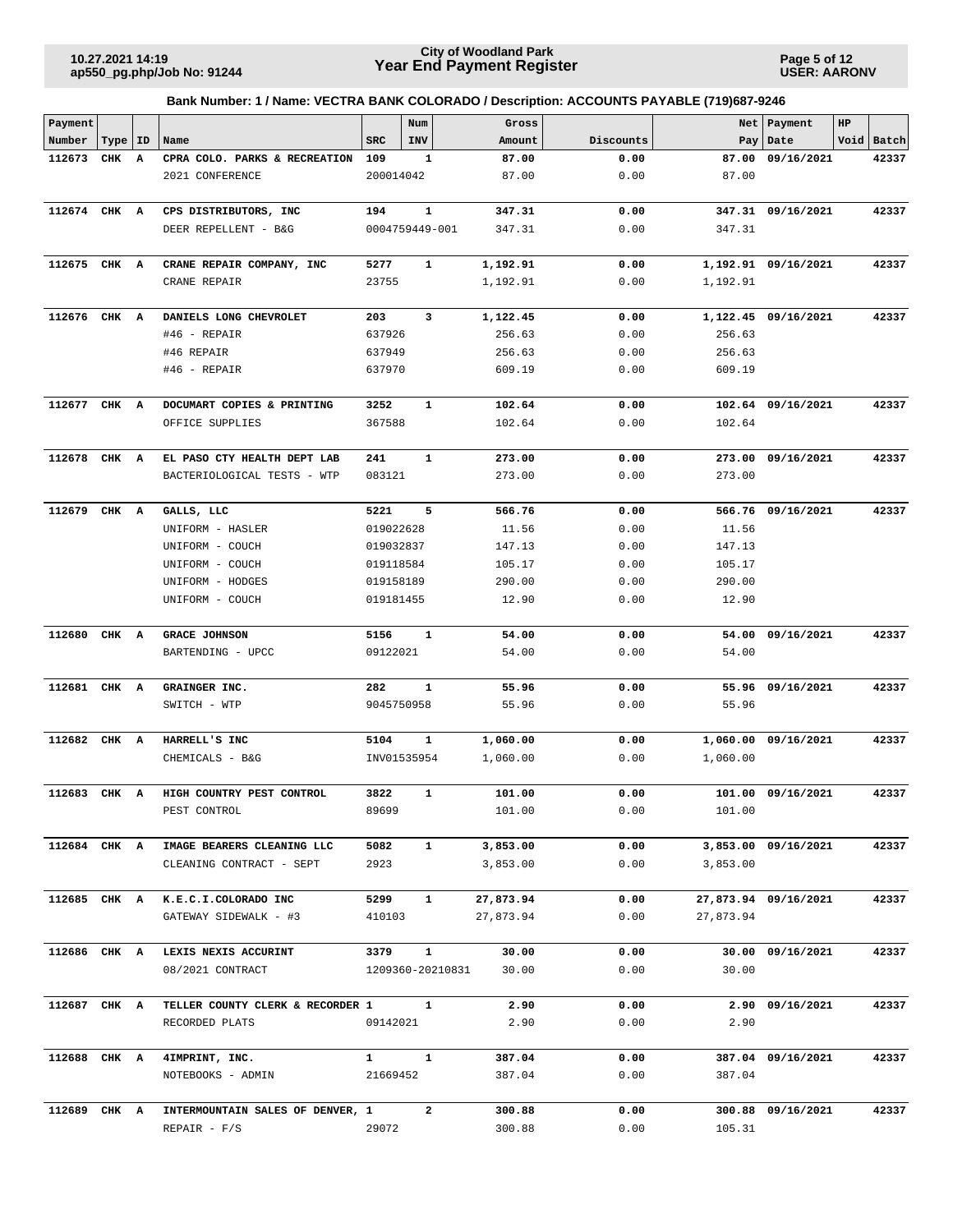**City of Woodland Park**
**Year End Payment Register**

10.27.2021 14:19
ap550_pg.php/Job No: 91244

USER: AARONV

## Bank Number: 1 / Name: VECTRA BANK COLORADO / Description: ACCOUNTS PAYABLE (719)687-9246

| Payment Number | Type | ID | Name | SRC | Num INV | Gross Amount | Discounts | Net Pay | Payment Date | HP Void | Batch |
|---|---|---|---|---|---|---|---|---|---|---|---|
| **112673** | **CHK** | **A** | **CPRA COLO. PARKS & RECREATION** | **109** | **1** | **87.00** | **0.00** | **87.00** | **09/16/2021** | | **42337** |
| | | | 2021 CONFERENCE | 200014042 | | 87.00 | 0.00 | 87.00 | | | |
| **112674** | **CHK** | **A** | **CPS DISTRIBUTORS, INC** | **194** | **1** | **347.31** | **0.00** | **347.31** | **09/16/2021** | | **42337** |
| | | | DEER REPELLENT - B&G | 0004759449-001 | | 347.31 | 0.00 | 347.31 | | | |
| **112675** | **CHK** | **A** | **CRANE REPAIR COMPANY, INC** | **5277** | **1** | **1,192.91** | **0.00** | **1,192.91** | **09/16/2021** | | **42337** |
| | | | CRANE REPAIR | 23755 | | 1,192.91 | 0.00 | 1,192.91 | | | |
| **112676** | **CHK** | **A** | **DANIELS LONG CHEVROLET** | **203** | **3** | **1,122.45** | **0.00** | **1,122.45** | **09/16/2021** | | **42337** |
| | | | #46 - REPAIR | 637926 | | 256.63 | 0.00 | 256.63 | | | |
| | | | #46 REPAIR | 637949 | | 256.63 | 0.00 | 256.63 | | | |
| | | | #46 - REPAIR | 637970 | | 609.19 | 0.00 | 609.19 | | | |
| **112677** | **CHK** | **A** | **DOCUMART COPIES & PRINTING** | **3252** | **1** | **102.64** | **0.00** | **102.64** | **09/16/2021** | | **42337** |
| | | | OFFICE SUPPLIES | 367588 | | 102.64 | 0.00 | 102.64 | | | |
| **112678** | **CHK** | **A** | **EL PASO CTY HEALTH DEPT LAB** | **241** | **1** | **273.00** | **0.00** | **273.00** | **09/16/2021** | | **42337** |
| | | | BACTERIOLOGICAL TESTS - WTP | 083121 | | 273.00 | 0.00 | 273.00 | | | |
| **112679** | **CHK** | **A** | **GALLS, LLC** | **5221** | **5** | **566.76** | **0.00** | **566.76** | **09/16/2021** | | **42337** |
| | | | UNIFORM - HASLER | 019022628 | | 11.56 | 0.00 | 11.56 | | | |
| | | | UNIFORM - COUCH | 019032837 | | 147.13 | 0.00 | 147.13 | | | |
| | | | UNIFORM - COUCH | 019118584 | | 105.17 | 0.00 | 105.17 | | | |
| | | | UNIFORM - HODGES | 019158189 | | 290.00 | 0.00 | 290.00 | | | |
| | | | UNIFORM - COUCH | 019181455 | | 12.90 | 0.00 | 12.90 | | | |
| **112680** | **CHK** | **A** | **GRACE JOHNSON** | **5156** | **1** | **54.00** | **0.00** | **54.00** | **09/16/2021** | | **42337** |
| | | | BARTENDING - UPCC | 09122021 | | 54.00 | 0.00 | 54.00 | | | |
| **112681** | **CHK** | **A** | **GRAINGER INC.** | **282** | **1** | **55.96** | **0.00** | **55.96** | **09/16/2021** | | **42337** |
| | | | SWITCH - WTP | 9045750958 | | 55.96 | 0.00 | 55.96 | | | |
| **112682** | **CHK** | **A** | **HARRELL'S INC** | **5104** | **1** | **1,060.00** | **0.00** | **1,060.00** | **09/16/2021** | | **42337** |
| | | | CHEMICALS - B&G | INV01535954 | | 1,060.00 | 0.00 | 1,060.00 | | | |
| **112683** | **CHK** | **A** | **HIGH COUNTRY PEST CONTROL** | **3822** | **1** | **101.00** | **0.00** | **101.00** | **09/16/2021** | | **42337** |
| | | | PEST CONTROL | 89699 | | 101.00 | 0.00 | 101.00 | | | |
| **112684** | **CHK** | **A** | **IMAGE BEARERS CLEANING LLC** | **5082** | **1** | **3,853.00** | **0.00** | **3,853.00** | **09/16/2021** | | **42337** |
| | | | CLEANING CONTRACT - SEPT | 2923 | | 3,853.00 | 0.00 | 3,853.00 | | | |
| **112685** | **CHK** | **A** | **K.E.C.I.COLORADO INC** | **5299** | **1** | **27,873.94** | **0.00** | **27,873.94** | **09/16/2021** | | **42337** |
| | | | GATEWAY SIDEWALK - #3 | 410103 | | 27,873.94 | 0.00 | 27,873.94 | | | |
| **112686** | **CHK** | **A** | **LEXIS NEXIS ACCURINT** | **3379** | **1** | **30.00** | **0.00** | **30.00** | **09/16/2021** | | **42337** |
| | | | 08/2021 CONTRACT | 1209360-20210831 | | 30.00 | 0.00 | 30.00 | | | |
| **112687** | **CHK** | **A** | **TELLER COUNTY CLERK & RECORDER** | **1** | **1** | **2.90** | **0.00** | **2.90** | **09/16/2021** | | **42337** |
| | | | RECORDED PLATS | 09142021 | | 2.90 | 0.00 | 2.90 | | | |
| **112688** | **CHK** | **A** | **4IMPRINT, INC.** | **1** | **1** | **387.04** | **0.00** | **387.04** | **09/16/2021** | | **42337** |
| | | | NOTEBOOKS - ADMIN | 21669452 | | 387.04 | 0.00 | 387.04 | | | |
| **112689** | **CHK** | **A** | **INTERMOUNTAIN SALES OF DENVER,** | **1** | **2** | **300.88** | **0.00** | **300.88** | **09/16/2021** | | **42337** |
| | | | REPAIR - F/S | 29072 | | 300.88 | 0.00 | 105.31 | | | |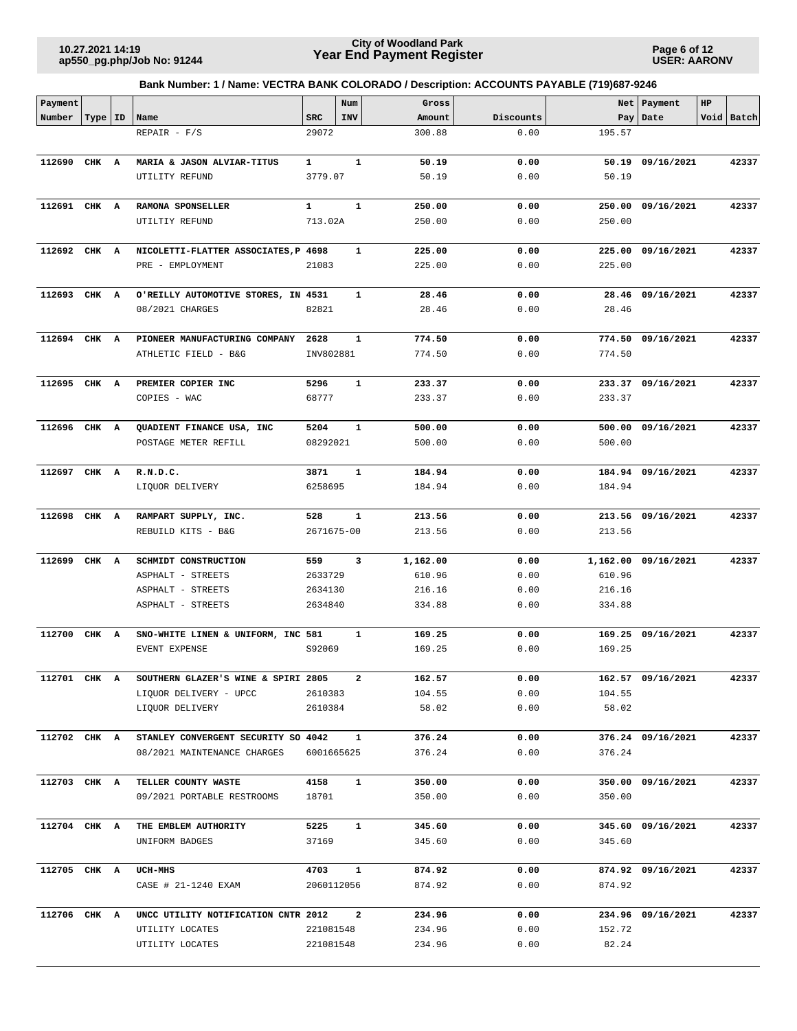## Bank Number: 1 / Name: VECTRA BANK COLORADO / Description: ACCOUNTS PAYABLE (719)687-9246

| Payment Number | Type | ID | Name | SRC | Num INV | Gross Amount | Discounts | Net Pay | Payment Date | HP Void | Batch |
|---|---|---|---|---|---|---|---|---|---|---|---|
| | | | REPAIR - F/S | 29072 | | 300.88 | 0.00 | 195.57 | | | |
| **112690** | **CHK** | **A** | **MARIA & JASON ALVIAR-TITUS** | **1** | **1** | **50.19** | **0.00** | **50.19** | **09/16/2021** | | **42337** |
| | | | UTILITY REFUND | 3779.07 | | 50.19 | 0.00 | 50.19 | | | |
| **112691** | **CHK** | **A** | **RAMONA SPONSELLER** | **1** | **1** | **250.00** | **0.00** | **250.00** | **09/16/2021** | | **42337** |
| | | | UTILTIY REFUND | 713.02A | | 250.00 | 0.00 | 250.00 | | | |
| **112692** | **CHK** | **A** | **NICOLETTI-FLATTER ASSOCIATES,P** | **4698** | **1** | **225.00** | **0.00** | **225.00** | **09/16/2021** | | **42337** |
| | | | PRE - EMPLOYMENT | 21083 | | 225.00 | 0.00 | 225.00 | | | |
| **112693** | **CHK** | **A** | **O'REILLY AUTOMOTIVE STORES, IN** | **4531** | **1** | **28.46** | **0.00** | **28.46** | **09/16/2021** | | **42337** |
| | | | 08/2021 CHARGES | 82821 | | 28.46 | 0.00 | 28.46 | | | |
| **112694** | **CHK** | **A** | **PIONEER MANUFACTURING COMPANY** | **2628** | **1** | **774.50** | **0.00** | **774.50** | **09/16/2021** | | **42337** |
| | | | ATHLETIC FIELD - B&G | INV802881 | | 774.50 | 0.00 | 774.50 | | | |
| **112695** | **CHK** | **A** | **PREMIER COPIER INC** | **5296** | **1** | **233.37** | **0.00** | **233.37** | **09/16/2021** | | **42337** |
| | | | COPIES - WAC | 68777 | | 233.37 | 0.00 | 233.37 | | | |
| **112696** | **CHK** | **A** | **QUADIENT FINANCE USA, INC** | **5204** | **1** | **500.00** | **0.00** | **500.00** | **09/16/2021** | | **42337** |
| | | | POSTAGE METER REFILL | 08292021 | | 500.00 | 0.00 | 500.00 | | | |
| **112697** | **CHK** | **A** | **R.N.D.C.** | **3871** | **1** | **184.94** | **0.00** | **184.94** | **09/16/2021** | | **42337** |
| | | | LIQUOR DELIVERY | 6258695 | | 184.94 | 0.00 | 184.94 | | | |
| **112698** | **CHK** | **A** | **RAMPART SUPPLY, INC.** | **528** | **1** | **213.56** | **0.00** | **213.56** | **09/16/2021** | | **42337** |
| | | | REBUILD KITS - B&G | 2671675-00 | | 213.56 | 0.00 | 213.56 | | | |
| **112699** | **CHK** | **A** | **SCHMIDT CONSTRUCTION** | **559** | **3** | **1,162.00** | **0.00** | **1,162.00** | **09/16/2021** | | **42337** |
| | | | ASPHALT - STREETS | 2633729 | | 610.96 | 0.00 | 610.96 | | | |
| | | | ASPHALT - STREETS | 2634130 | | 216.16 | 0.00 | 216.16 | | | |
| | | | ASPHALT - STREETS | 2634840 | | 334.88 | 0.00 | 334.88 | | | |
| **112700** | **CHK** | **A** | **SNO-WHITE LINEN & UNIFORM, INC** | **581** | **1** | **169.25** | **0.00** | **169.25** | **09/16/2021** | | **42337** |
| | | | EVENT EXPENSE | S92069 | | 169.25 | 0.00 | 169.25 | | | |
| **112701** | **CHK** | **A** | **SOUTHERN GLAZER'S WINE & SPIRI** | **2805** | **2** | **162.57** | **0.00** | **162.57** | **09/16/2021** | | **42337** |
| | | | LIQUOR DELIVERY - UPCC | 2610383 | | 104.55 | 0.00 | 104.55 | | | |
| | | | LIQUOR DELIVERY | 2610384 | | 58.02 | 0.00 | 58.02 | | | |
| **112702** | **CHK** | **A** | **STANLEY CONVERGENT SECURITY SO** | **4042** | **1** | **376.24** | **0.00** | **376.24** | **09/16/2021** | | **42337** |
| | | | 08/2021 MAINTENANCE CHARGES | 6001665625 | | 376.24 | 0.00 | 376.24 | | | |
| **112703** | **CHK** | **A** | **TELLER COUNTY WASTE** | **4158** | **1** | **350.00** | **0.00** | **350.00** | **09/16/2021** | | **42337** |
| | | | 09/2021 PORTABLE RESTROOMS | 18701 | | 350.00 | 0.00 | 350.00 | | | |
| **112704** | **CHK** | **A** | **THE EMBLEM AUTHORITY** | **5225** | **1** | **345.60** | **0.00** | **345.60** | **09/16/2021** | | **42337** |
| | | | UNIFORM BADGES | 37169 | | 345.60 | 0.00 | 345.60 | | | |
| **112705** | **CHK** | **A** | **UCH-MHS** | **4703** | **1** | **874.92** | **0.00** | **874.92** | **09/16/2021** | | **42337** |
| | | | CASE # 21-1240 EXAM | 2060112056 | | 874.92 | 0.00 | 874.92 | | | |
| **112706** | **CHK** | **A** | **UNCC UTILITY NOTIFICATION CNTR** | **2012** | **2** | **234.96** | **0.00** | **234.96** | **09/16/2021** | | **42337** |
| | | | UTILITY LOCATES | 221081548 | | 234.96 | 0.00 | 152.72 | | | |
| | | | UTILITY LOCATES | 221081548 | | 234.96 | 0.00 | 82.24 | | | |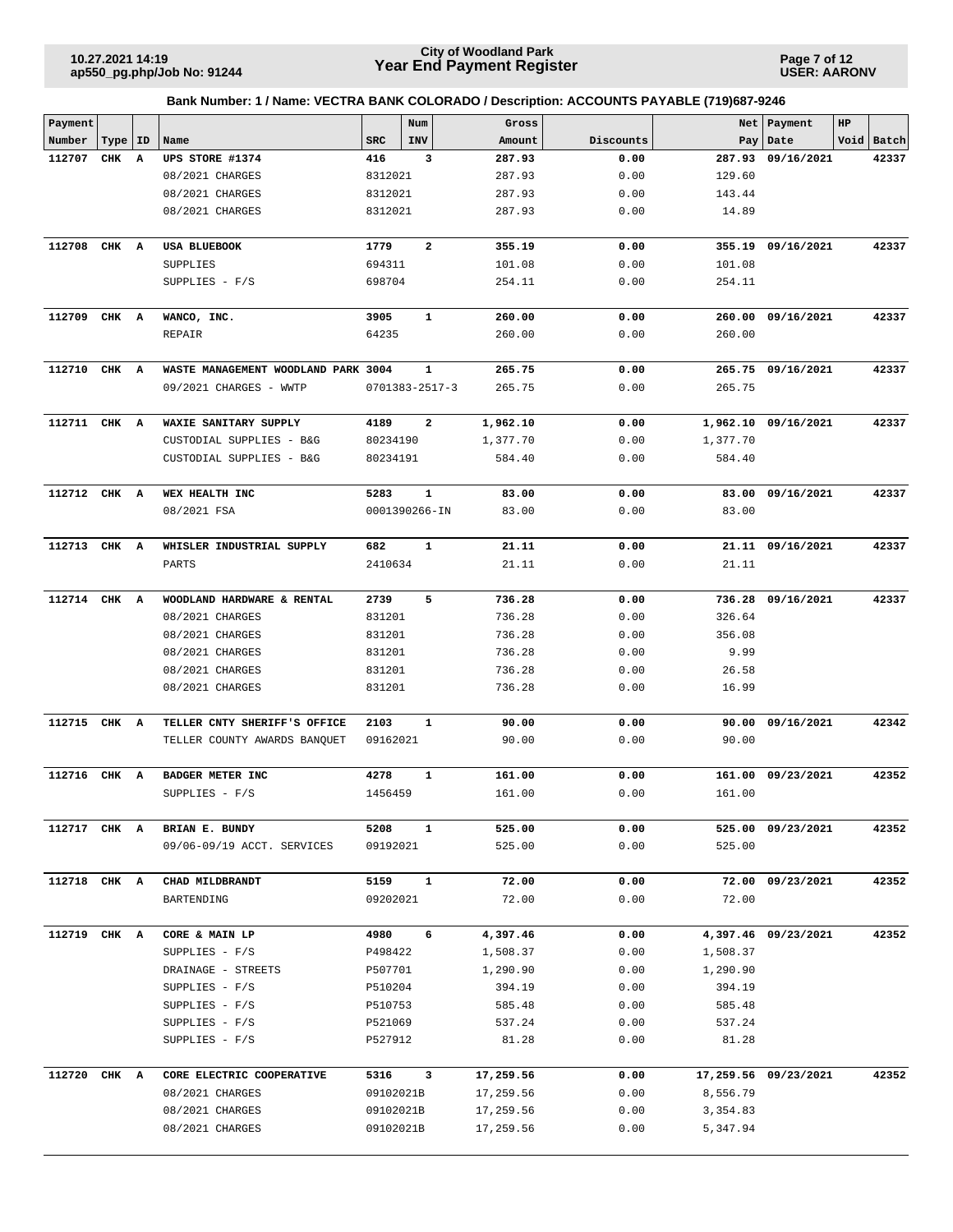# City of Woodland Park
## Year End Payment Register

10.27.2021 14:19
ap550_pg.php/Job No: 91244

USER: AARONV

### Bank Number: 1 / Name: VECTRA BANK COLORADO / Description: ACCOUNTS PAYABLE (719)687-9246

| Payment Number | Type | ID | Name | SRC | Num INV | Gross Amount | Discounts | Net Pay | Payment Date | HP Void | Batch |
|---|---|---|---|---|---|---|---|---|---|---|---|
| **112707** | **CHK** | **A** | **UPS STORE #1374** | **416** | **3** | **287.93** | **0.00** | **287.93** | **09/16/2021** | | **42337** |
| | | | 08/2021 CHARGES | 8312021 | | 287.93 | 0.00 | 129.60 | | | |
| | | | 08/2021 CHARGES | 8312021 | | 287.93 | 0.00 | 143.44 | | | |
| | | | 08/2021 CHARGES | 8312021 | | 287.93 | 0.00 | 14.89 | | | |
| **112708** | **CHK** | **A** | **USA BLUEBOOK** | **1779** | **2** | **355.19** | **0.00** | **355.19** | **09/16/2021** | | **42337** |
| | | | SUPPLIES | 694311 | | 101.08 | 0.00 | 101.08 | | | |
| | | | SUPPLIES - F/S | 698704 | | 254.11 | 0.00 | 254.11 | | | |
| **112709** | **CHK** | **A** | **WANCO, INC.** | **3905** | **1** | **260.00** | **0.00** | **260.00** | **09/16/2021** | | **42337** |
| | | | REPAIR | 64235 | | 260.00 | 0.00 | 260.00 | | | |
| **112710** | **CHK** | **A** | **WASTE MANAGEMENT WOODLAND PARK** | **3004** | **1** | **265.75** | **0.00** | **265.75** | **09/16/2021** | | **42337** |
| | | | 09/2021 CHARGES - WWTP | 0701383-2517-3 | | 265.75 | 0.00 | 265.75 | | | |
| **112711** | **CHK** | **A** | **WAXIE SANITARY SUPPLY** | **4189** | **2** | **1,962.10** | **0.00** | **1,962.10** | **09/16/2021** | | **42337** |
| | | | CUSTODIAL SUPPLIES - B&G | 80234190 | | 1,377.70 | 0.00 | 1,377.70 | | | |
| | | | CUSTODIAL SUPPLIES - B&G | 80234191 | | 584.40 | 0.00 | 584.40 | | | |
| **112712** | **CHK** | **A** | **WEX HEALTH INC** | **5283** | **1** | **83.00** | **0.00** | **83.00** | **09/16/2021** | | **42337** |
| | | | 08/2021 FSA | 0001390266-IN | | 83.00 | 0.00 | 83.00 | | | |
| **112713** | **CHK** | **A** | **WHISLER INDUSTRIAL SUPPLY** | **682** | **1** | **21.11** | **0.00** | **21.11** | **09/16/2021** | | **42337** |
| | | | PARTS | 2410634 | | 21.11 | 0.00 | 21.11 | | | |
| **112714** | **CHK** | **A** | **WOODLAND HARDWARE & RENTAL** | **2739** | **5** | **736.28** | **0.00** | **736.28** | **09/16/2021** | | **42337** |
| | | | 08/2021 CHARGES | 831201 | | 736.28 | 0.00 | 326.64 | | | |
| | | | 08/2021 CHARGES | 831201 | | 736.28 | 0.00 | 356.08 | | | |
| | | | 08/2021 CHARGES | 831201 | | 736.28 | 0.00 | 9.99 | | | |
| | | | 08/2021 CHARGES | 831201 | | 736.28 | 0.00 | 26.58 | | | |
| | | | 08/2021 CHARGES | 831201 | | 736.28 | 0.00 | 16.99 | | | |
| **112715** | **CHK** | **A** | **TELLER CNTY SHERIFF'S OFFICE** | **2103** | **1** | **90.00** | **0.00** | **90.00** | **09/16/2021** | | **42342** |
| | | | TELLER COUNTY AWARDS BANQUET | 09162021 | | 90.00 | 0.00 | 90.00 | | | |
| **112716** | **CHK** | **A** | **BADGER METER INC** | **4278** | **1** | **161.00** | **0.00** | **161.00** | **09/23/2021** | | **42352** |
| | | | SUPPLIES - F/S | 1456459 | | 161.00 | 0.00 | 161.00 | | | |
| **112717** | **CHK** | **A** | **BRIAN E. BUNDY** | **5208** | **1** | **525.00** | **0.00** | **525.00** | **09/23/2021** | | **42352** |
| | | | 09/06-09/19 ACCT. SERVICES | 09192021 | | 525.00 | 0.00 | 525.00 | | | |
| **112718** | **CHK** | **A** | **CHAD MILDBRANDT** | **5159** | **1** | **72.00** | **0.00** | **72.00** | **09/23/2021** | | **42352** |
| | | | BARTENDING | 09202021 | | 72.00 | 0.00 | 72.00 | | | |
| **112719** | **CHK** | **A** | **CORE & MAIN LP** | **4980** | **6** | **4,397.46** | **0.00** | **4,397.46** | **09/23/2021** | | **42352** |
| | | | SUPPLIES - F/S | P498422 | | 1,508.37 | 0.00 | 1,508.37 | | | |
| | | | DRAINAGE - STREETS | P507701 | | 1,290.90 | 0.00 | 1,290.90 | | | |
| | | | SUPPLIES - F/S | P510204 | | 394.19 | 0.00 | 394.19 | | | |
| | | | SUPPLIES - F/S | P510753 | | 585.48 | 0.00 | 585.48 | | | |
| | | | SUPPLIES - F/S | P521069 | | 537.24 | 0.00 | 537.24 | | | |
| | | | SUPPLIES - F/S | P527912 | | 81.28 | 0.00 | 81.28 | | | |
| **112720** | **CHK** | **A** | **CORE ELECTRIC COOPERATIVE** | **5316** | **3** | **17,259.56** | **0.00** | **17,259.56** | **09/23/2021** | | **42352** |
| | | | 08/2021 CHARGES | 09102021B | | 17,259.56 | 0.00 | 8,556.79 | | | |
| | | | 08/2021 CHARGES | 09102021B | | 17,259.56 | 0.00 | 3,354.83 | | | |
| | | | 08/2021 CHARGES | 09102021B | | 17,259.56 | 0.00 | 5,347.94 | | | |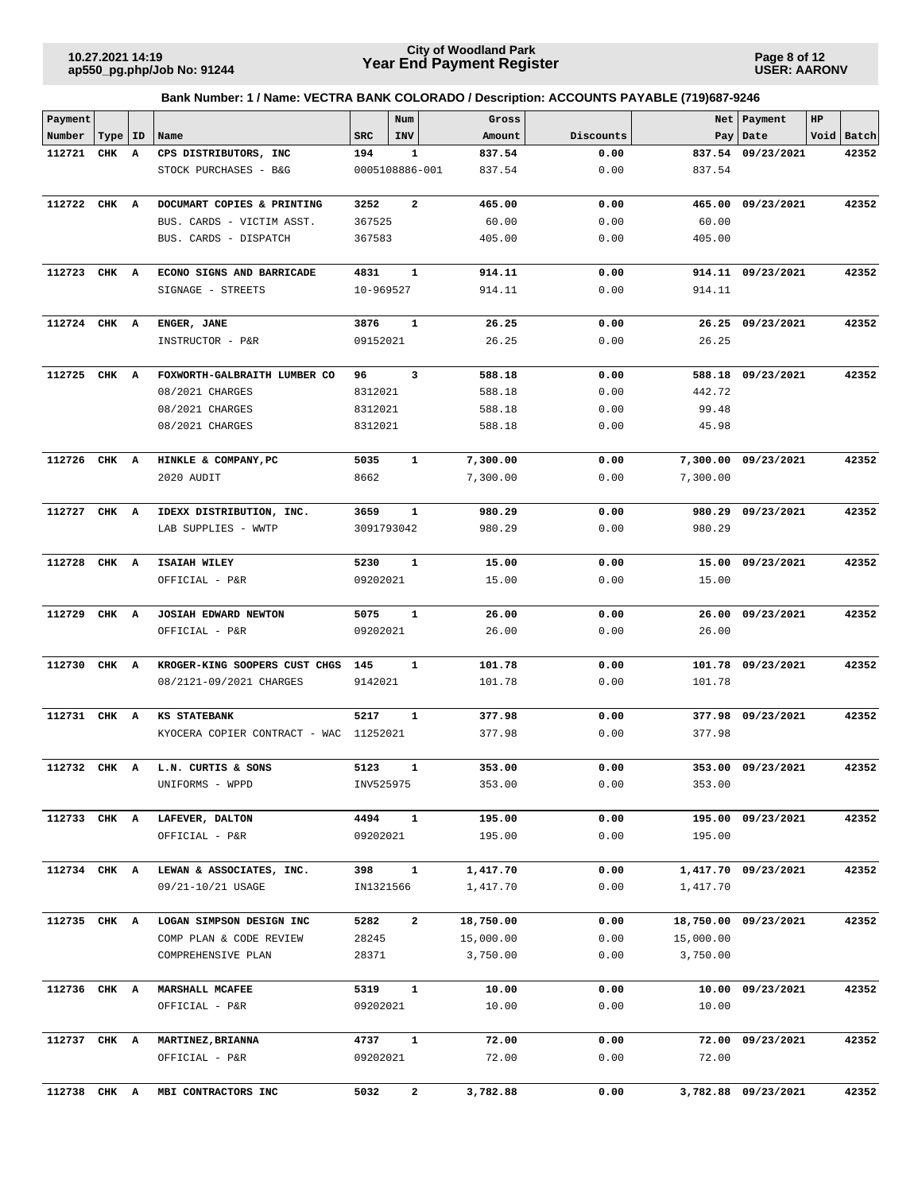**City of Woodland Park**
**Year End Payment Register**

10.27.2021 14:19
ap550_pg.php/Job No: 91244

USER: AARONV

### Bank Number: 1 / Name: VECTRA BANK COLORADO / Description: ACCOUNTS PAYABLE (719)687-9246

| Payment Number | Type | ID | Name | SRC | Num INV | Gross Amount | Discounts | Net Pay | Payment Date | HP Void | Batch |
|---|---|---|---|---|---|---|---|---|---|---|---|
| **112721** | **CHK** | **A** | **CPS DISTRIBUTORS, INC** | **194** | **1** | **837.54** | **0.00** | **837.54** | **09/23/2021** | | **42352** |
| | | | STOCK PURCHASES - B&G | 0005108886-001 | | 837.54 | 0.00 | 837.54 | | | |
| **112722** | **CHK** | **A** | **DOCUMART COPIES & PRINTING** | **3252** | **2** | **465.00** | **0.00** | **465.00** | **09/23/2021** | | **42352** |
| | | | BUS. CARDS - VICTIM ASST. | 367525 | | 60.00 | 0.00 | 60.00 | | | |
| | | | BUS. CARDS - DISPATCH | 367583 | | 405.00 | 0.00 | 405.00 | | | |
| **112723** | **CHK** | **A** | **ECONO SIGNS AND BARRICADE** | **4831** | **1** | **914.11** | **0.00** | **914.11** | **09/23/2021** | | **42352** |
| | | | SIGNAGE - STREETS | 10-969527 | | 914.11 | 0.00 | 914.11 | | | |
| **112724** | **CHK** | **A** | **ENGER, JANE** | **3876** | **1** | **26.25** | **0.00** | **26.25** | **09/23/2021** | | **42352** |
| | | | INSTRUCTOR - P&R | 09152021 | | 26.25 | 0.00 | 26.25 | | | |
| **112725** | **CHK** | **A** | **FOXWORTH-GALBRAITH LUMBER CO** | **96** | **3** | **588.18** | **0.00** | **588.18** | **09/23/2021** | | **42352** |
| | | | 08/2021 CHARGES | 8312021 | | 588.18 | 0.00 | 442.72 | | | |
| | | | 08/2021 CHARGES | 8312021 | | 588.18 | 0.00 | 99.48 | | | |
| | | | 08/2021 CHARGES | 8312021 | | 588.18 | 0.00 | 45.98 | | | |
| **112726** | **CHK** | **A** | **HINKLE & COMPANY,PC** | **5035** | **1** | **7,300.00** | **0.00** | **7,300.00** | **09/23/2021** | | **42352** |
| | | | 2020 AUDIT | 8662 | | 7,300.00 | 0.00 | 7,300.00 | | | |
| **112727** | **CHK** | **A** | **IDEXX DISTRIBUTION, INC.** | **3659** | **1** | **980.29** | **0.00** | **980.29** | **09/23/2021** | | **42352** |
| | | | LAB SUPPLIES - WWTP | 3091793042 | | 980.29 | 0.00 | 980.29 | | | |
| **112728** | **CHK** | **A** | **ISAIAH WILEY** | **5230** | **1** | **15.00** | **0.00** | **15.00** | **09/23/2021** | | **42352** |
| | | | OFFICIAL - P&R | 09202021 | | 15.00 | 0.00 | 15.00 | | | |
| **112729** | **CHK** | **A** | **JOSIAH EDWARD NEWTON** | **5075** | **1** | **26.00** | **0.00** | **26.00** | **09/23/2021** | | **42352** |
| | | | OFFICIAL - P&R | 09202021 | | 26.00 | 0.00 | 26.00 | | | |
| **112730** | **CHK** | **A** | **KROGER-KING SOOPERS CUST CHGS** | **145** | **1** | **101.78** | **0.00** | **101.78** | **09/23/2021** | | **42352** |
| | | | 08/2121-09/2021 CHARGES | 9142021 | | 101.78 | 0.00 | 101.78 | | | |
| **112731** | **CHK** | **A** | **KS STATEBANK** | **5217** | **1** | **377.98** | **0.00** | **377.98** | **09/23/2021** | | **42352** |
| | | | KYOCERA COPIER CONTRACT - WAC | 11252021 | | 377.98 | 0.00 | 377.98 | | | |
| **112732** | **CHK** | **A** | **L.N. CURTIS & SONS** | **5123** | **1** | **353.00** | **0.00** | **353.00** | **09/23/2021** | | **42352** |
| | | | UNIFORMS - WPPD | INV525975 | | 353.00 | 0.00 | 353.00 | | | |
| **112733** | **CHK** | **A** | **LAFEVER, DALTON** | **4494** | **1** | **195.00** | **0.00** | **195.00** | **09/23/2021** | | **42352** |
| | | | OFFICIAL - P&R | 09202021 | | 195.00 | 0.00 | 195.00 | | | |
| **112734** | **CHK** | **A** | **LEWAN & ASSOCIATES, INC.** | **398** | **1** | **1,417.70** | **0.00** | **1,417.70** | **09/23/2021** | | **42352** |
| | | | 09/21-10/21 USAGE | IN1321566 | | 1,417.70 | 0.00 | 1,417.70 | | | |
| **112735** | **CHK** | **A** | **LOGAN SIMPSON DESIGN INC** | **5282** | **2** | **18,750.00** | **0.00** | **18,750.00** | **09/23/2021** | | **42352** |
| | | | COMP PLAN & CODE REVIEW | 28245 | | 15,000.00 | 0.00 | 15,000.00 | | | |
| | | | COMPREHENSIVE PLAN | 28371 | | 3,750.00 | 0.00 | 3,750.00 | | | |
| **112736** | **CHK** | **A** | **MARSHALL MCAFEE** | **5319** | **1** | **10.00** | **0.00** | **10.00** | **09/23/2021** | | **42352** |
| | | | OFFICIAL - P&R | 09202021 | | 10.00 | 0.00 | 10.00 | | | |
| **112737** | **CHK** | **A** | **MARTINEZ,BRIANNA** | **4737** | **1** | **72.00** | **0.00** | **72.00** | **09/23/2021** | | **42352** |
| | | | OFFICIAL - P&R | 09202021 | | 72.00 | 0.00 | 72.00 | | | |
| **112738** | **CHK** | **A** | **MBI CONTRACTORS INC** | **5032** | **2** | **3,782.88** | **0.00** | **3,782.88** | **09/23/2021** | | **42352** |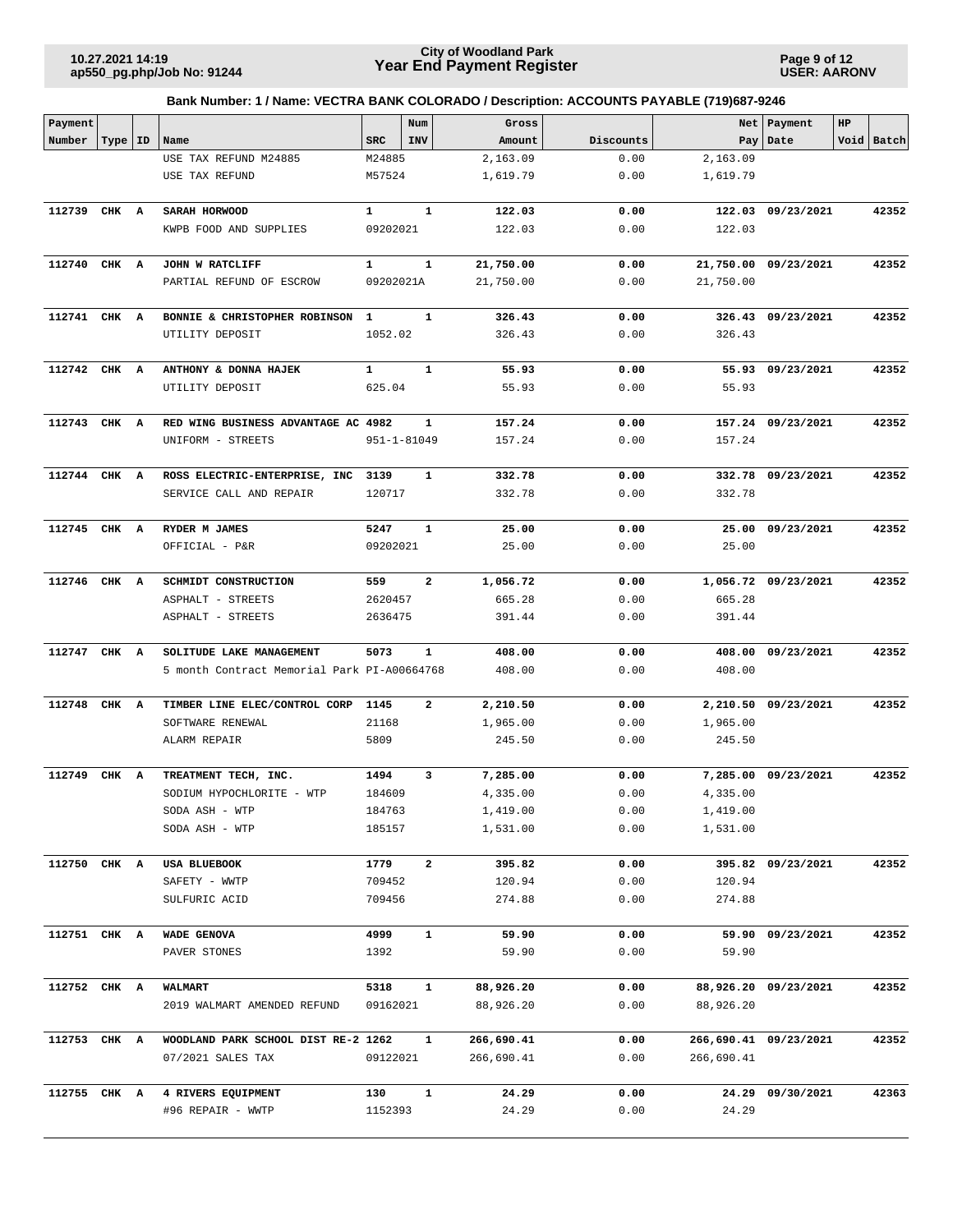**City of Woodland Park**
**Year End Payment Register**

10.27.2021 14:19
ap550_pg.php/Job No: 91244

USER: AARONV

**Bank Number: 1 / Name: VECTRA BANK COLORADO / Description: ACCOUNTS PAYABLE (719)687-9246**

| Payment Number | Type | ID | Name | SRC | Num INV | Gross Amount | Discounts | Net Pay | Payment Date | HP Void | Batch |
|---|---|---|---|---|---|---|---|---|---|---|---|
| | | | USE TAX REFUND M24885 | M24885 | | 2,163.09 | 0.00 | 2,163.09 | | | |
| | | | USE TAX REFUND | M57524 | | 1,619.79 | 0.00 | 1,619.79 | | | |
| **112739** | **CHK** | **A** | **SARAH HORWOOD** | **1** | **1** | **122.03** | **0.00** | **122.03** | **09/23/2021** | | **42352** |
| | | | KWPB FOOD AND SUPPLIES | 09202021 | | 122.03 | 0.00 | 122.03 | | | |
| **112740** | **CHK** | **A** | **JOHN W RATCLIFF** | **1** | **1** | **21,750.00** | **0.00** | **21,750.00** | **09/23/2021** | | **42352** |
| | | | PARTIAL REFUND OF ESCROW | 09202021A | | 21,750.00 | 0.00 | 21,750.00 | | | |
| **112741** | **CHK** | **A** | **BONNIE & CHRISTOPHER ROBINSON** | **1** | **1** | **326.43** | **0.00** | **326.43** | **09/23/2021** | | **42352** |
| | | | UTILITY DEPOSIT | 1052.02 | | 326.43 | 0.00 | 326.43 | | | |
| **112742** | **CHK** | **A** | **ANTHONY & DONNA HAJEK** | **1** | **1** | **55.93** | **0.00** | **55.93** | **09/23/2021** | | **42352** |
| | | | UTILITY DEPOSIT | 625.04 | | 55.93 | 0.00 | 55.93 | | | |
| **112743** | **CHK** | **A** | **RED WING BUSINESS ADVANTAGE AC** | **4982** | **1** | **157.24** | **0.00** | **157.24** | **09/23/2021** | | **42352** |
| | | | UNIFORM - STREETS | 951-1-81049 | | 157.24 | 0.00 | 157.24 | | | |
| **112744** | **CHK** | **A** | **ROSS ELECTRIC-ENTERPRISE, INC** | **3139** | **1** | **332.78** | **0.00** | **332.78** | **09/23/2021** | | **42352** |
| | | | SERVICE CALL AND REPAIR | 120717 | | 332.78 | 0.00 | 332.78 | | | |
| **112745** | **CHK** | **A** | **RYDER M JAMES** | **5247** | **1** | **25.00** | **0.00** | **25.00** | **09/23/2021** | | **42352** |
| | | | OFFICIAL - P&R | 09202021 | | 25.00 | 0.00 | 25.00 | | | |
| **112746** | **CHK** | **A** | **SCHMIDT CONSTRUCTION** | **559** | **2** | **1,056.72** | **0.00** | **1,056.72** | **09/23/2021** | | **42352** |
| | | | ASPHALT - STREETS | 2620457 | | 665.28 | 0.00 | 665.28 | | | |
| | | | ASPHALT - STREETS | 2636475 | | 391.44 | 0.00 | 391.44 | | | |
| **112747** | **CHK** | **A** | **SOLITUDE LAKE MANAGEMENT** | **5073** | **1** | **408.00** | **0.00** | **408.00** | **09/23/2021** | | **42352** |
| | | | 5 month Contract Memorial Park | PI-A00664768 | | 408.00 | 0.00 | 408.00 | | | |
| **112748** | **CHK** | **A** | **TIMBER LINE ELEC/CONTROL CORP** | **1145** | **2** | **2,210.50** | **0.00** | **2,210.50** | **09/23/2021** | | **42352** |
| | | | SOFTWARE RENEWAL | 21168 | | 1,965.00 | 0.00 | 1,965.00 | | | |
| | | | ALARM REPAIR | 5809 | | 245.50 | 0.00 | 245.50 | | | |
| **112749** | **CHK** | **A** | **TREATMENT TECH, INC.** | **1494** | **3** | **7,285.00** | **0.00** | **7,285.00** | **09/23/2021** | | **42352** |
| | | | SODIUM HYPOCHLORITE - WTP | 184609 | | 4,335.00 | 0.00 | 4,335.00 | | | |
| | | | SODA ASH - WTP | 184763 | | 1,419.00 | 0.00 | 1,419.00 | | | |
| | | | SODA ASH - WTP | 185157 | | 1,531.00 | 0.00 | 1,531.00 | | | |
| **112750** | **CHK** | **A** | **USA BLUEBOOK** | **1779** | **2** | **395.82** | **0.00** | **395.82** | **09/23/2021** | | **42352** |
| | | | SAFETY - WWTP | 709452 | | 120.94 | 0.00 | 120.94 | | | |
| | | | SULFURIC ACID | 709456 | | 274.88 | 0.00 | 274.88 | | | |
| **112751** | **CHK** | **A** | **WADE GENOVA** | **4999** | **1** | **59.90** | **0.00** | **59.90** | **09/23/2021** | | **42352** |
| | | | PAVER STONES | 1392 | | 59.90 | 0.00 | 59.90 | | | |
| **112752** | **CHK** | **A** | **WALMART** | **5318** | **1** | **88,926.20** | **0.00** | **88,926.20** | **09/23/2021** | | **42352** |
| | | | 2019 WALMART AMENDED REFUND | 09162021 | | 88,926.20 | 0.00 | 88,926.20 | | | |
| **112753** | **CHK** | **A** | **WOODLAND PARK SCHOOL DIST RE-2** | **1262** | **1** | **266,690.41** | **0.00** | **266,690.41** | **09/23/2021** | | **42352** |
| | | | 07/2021 SALES TAX | 09122021 | | 266,690.41 | 0.00 | 266,690.41 | | | |
| **112755** | **CHK** | **A** | **4 RIVERS EQUIPMENT** | **130** | **1** | **24.29** | **0.00** | **24.29** | **09/30/2021** | | **42363** |
| | | | #96 REPAIR - WWTP | 1152393 | | 24.29 | 0.00 | 24.29 | | | |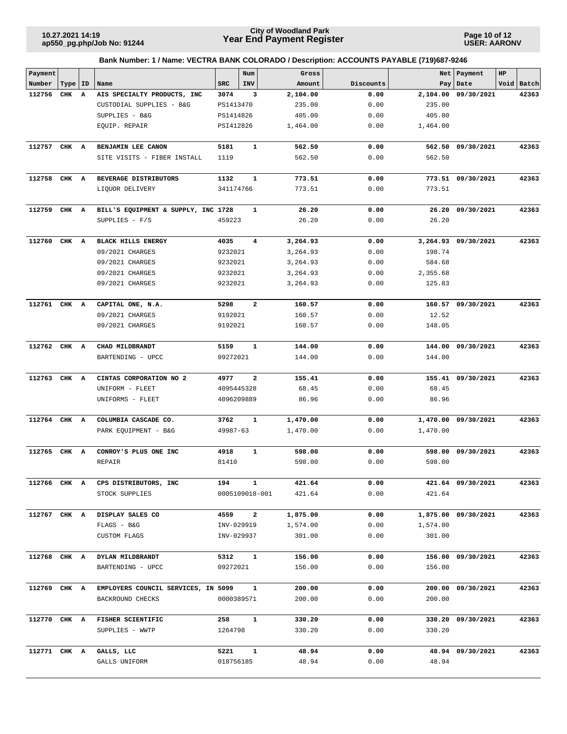# City of Woodland Park
# Year End Payment Register

**Bank Number: 1 / Name: VECTRA BANK COLORADO / Description: ACCOUNTS PAYABLE (719)687-9246**

| Payment Number | Type | ID | Name | SRC | Num INV | Gross Amount | Discounts | Net Pay | Payment Date | HP Void | Batch |
|---|---|---|---|---|---|---|---|---|---|---|---|
| **112756** | **CHK** | **A** | **AIS SPECIALTY PRODUCTS, INC** | **3074** | **3** | **2,104.00** | **0.00** | **2,104.00** | **09/30/2021** | | **42363** |
| | | | CUSTODIAL SUPPLIES - B&G | PS1413470 | | 235.00 | 0.00 | 235.00 | | | |
| | | | SUPPLIES - B&G | PS1414826 | | 405.00 | 0.00 | 405.00 | | | |
| | | | EQUIP. REPAIR | PSI412826 | | 1,464.00 | 0.00 | 1,464.00 | | | |
| **112757** | **CHK** | **A** | **BENJAMIN LEE CANON** | **5181** | **1** | **562.50** | **0.00** | **562.50** | **09/30/2021** | | **42363** |
| | | | SITE VISITS - FIBER INSTALL | 1119 | | 562.50 | 0.00 | 562.50 | | | |
| **112758** | **CHK** | **A** | **BEVERAGE DISTRIBUTORS** | **1132** | **1** | **773.51** | **0.00** | **773.51** | **09/30/2021** | | **42363** |
| | | | LIQUOR DELIVERY | 341174766 | | 773.51 | 0.00 | 773.51 | | | |
| **112759** | **CHK** | **A** | **BILL'S EQUIPMENT & SUPPLY, INC** | **1728** | **1** | **26.20** | **0.00** | **26.20** | **09/30/2021** | | **42363** |
| | | | SUPPLIES - F/S | 459223 | | 26.20 | 0.00 | 26.20 | | | |
| **112760** | **CHK** | **A** | **BLACK HILLS ENERGY** | **4035** | **4** | **3,264.93** | **0.00** | **3,264.93** | **09/30/2021** | | **42363** |
| | | | 09/2021 CHARGES | 9232021 | | 3,264.93 | 0.00 | 198.74 | | | |
| | | | 09/2021 CHARGES | 9232021 | | 3,264.93 | 0.00 | 584.68 | | | |
| | | | 09/2021 CHARGES | 9232021 | | 3,264.93 | 0.00 | 2,355.68 | | | |
| | | | 09/2021 CHARGES | 9232021 | | 3,264.93 | 0.00 | 125.83 | | | |
| **112761** | **CHK** | **A** | **CAPITAL ONE, N.A.** | **5298** | **2** | **160.57** | **0.00** | **160.57** | **09/30/2021** | | **42363** |
| | | | 09/2021 CHARGES | 9192021 | | 160.57 | 0.00 | 12.52 | | | |
| | | | 09/2021 CHARGES | 9192021 | | 160.57 | 0.00 | 148.05 | | | |
| **112762** | **CHK** | **A** | **CHAD MILDBRANDT** | **5159** | **1** | **144.00** | **0.00** | **144.00** | **09/30/2021** | | **42363** |
| | | | BARTENDING - UPCC | 09272021 | | 144.00 | 0.00 | 144.00 | | | |
| **112763** | **CHK** | **A** | **CINTAS CORPORATION NO 2** | **4977** | **2** | **155.41** | **0.00** | **155.41** | **09/30/2021** | | **42363** |
| | | | UNIFORM - FLEET | 4095445328 | | 68.45 | 0.00 | 68.45 | | | |
| | | | UNIFORMS - FLEET | 4096209889 | | 86.96 | 0.00 | 86.96 | | | |
| **112764** | **CHK** | **A** | **COLUMBIA CASCADE CO.** | **3762** | **1** | **1,470.00** | **0.00** | **1,470.00** | **09/30/2021** | | **42363** |
| | | | PARK EQUIPMENT - B&G | 49987-63 | | 1,470.00 | 0.00 | 1,470.00 | | | |
| **112765** | **CHK** | **A** | **CONROY'S PLUS ONE INC** | **4918** | **1** | **598.00** | **0.00** | **598.00** | **09/30/2021** | | **42363** |
| | | | REPAIR | 81410 | | 598.00 | 0.00 | 598.00 | | | |
| **112766** | **CHK** | **A** | **CPS DISTRIBUTORS, INC** | **194** | **1** | **421.64** | **0.00** | **421.64** | **09/30/2021** | | **42363** |
| | | | STOCK SUPPLIES | 0005109018-001 | | 421.64 | 0.00 | 421.64 | | | |
| **112767** | **CHK** | **A** | **DISPLAY SALES CO** | **4559** | **2** | **1,875.00** | **0.00** | **1,875.00** | **09/30/2021** | | **42363** |
| | | | FLAGS - B&G | INV-029919 | | 1,574.00 | 0.00 | 1,574.00 | | | |
| | | | CUSTOM FLAGS | INV-029937 | | 301.00 | 0.00 | 301.00 | | | |
| **112768** | **CHK** | **A** | **DYLAN MILDBRANDT** | **5312** | **1** | **156.00** | **0.00** | **156.00** | **09/30/2021** | | **42363** |
| | | | BARTENDING - UPCC | 09272021 | | 156.00 | 0.00 | 156.00 | | | |
| **112769** | **CHK** | **A** | **EMPLOYERS COUNCIL SERVICES, IN** | **5099** | **1** | **200.00** | **0.00** | **200.00** | **09/30/2021** | | **42363** |
| | | | BACKROUND CHECKS | 0000389571 | | 200.00 | 0.00 | 200.00 | | | |
| **112770** | **CHK** | **A** | **FISHER SCIENTIFIC** | **258** | **1** | **330.20** | **0.00** | **330.20** | **09/30/2021** | | **42363** |
| | | | SUPPLIES - WWTP | 1264798 | | 330.20 | 0.00 | 330.20 | | | |
| **112771** | **CHK** | **A** | **GALLS, LLC** | **5221** | **1** | **48.94** | **0.00** | **48.94** | **09/30/2021** | | **42363** |
| | | | GALLS UNIFORM | 018756185 | | 48.94 | 0.00 | 48.94 | | | |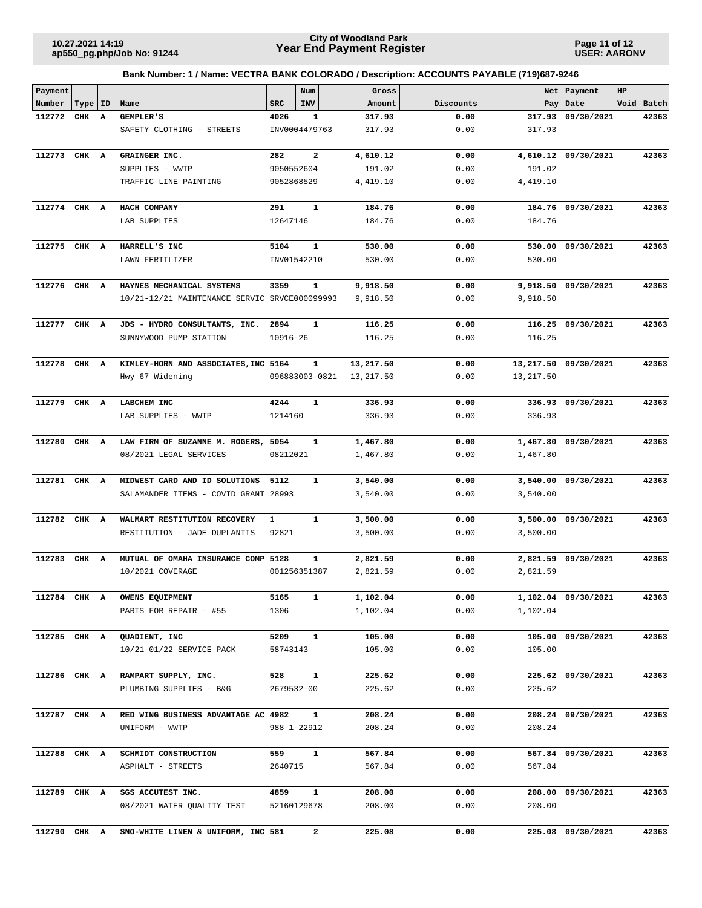**City of Woodland Park**
**Year End Payment Register**

**Bank Number: 1 / Name: VECTRA BANK COLORADO / Description: ACCOUNTS PAYABLE (719)687-9246**

| Payment Number | Type | ID | Name | SRC | Num INV | Gross Amount | Discounts | Net Pay | Payment Date | HP Void | Batch |
|---|---|---|---|---|---|---|---|---|---|---|---|
| **112772** | **CHK** | **A** | **GEMPLER'S** | **4026** | **1** | **317.93** | **0.00** | **317.93** | **09/30/2021** | | **42363** |
| | | | SAFETY CLOTHING - STREETS | INV0004479763 | | 317.93 | 0.00 | 317.93 | | | |
| **112773** | **CHK** | **A** | **GRAINGER INC.** | **282** | **2** | **4,610.12** | **0.00** | **4,610.12** | **09/30/2021** | | **42363** |
| | | | SUPPLIES - WWTP | 9050552604 | | 191.02 | 0.00 | 191.02 | | | |
| | | | TRAFFIC LINE PAINTING | 9052868529 | | 4,419.10 | 0.00 | 4,419.10 | | | |
| **112774** | **CHK** | **A** | **HACH COMPANY** | **291** | **1** | **184.76** | **0.00** | **184.76** | **09/30/2021** | | **42363** |
| | | | LAB SUPPLIES | 12647146 | | 184.76 | 0.00 | 184.76 | | | |
| **112775** | **CHK** | **A** | **HARRELL'S INC** | **5104** | **1** | **530.00** | **0.00** | **530.00** | **09/30/2021** | | **42363** |
| | | | LAWN FERTILIZER | INV01542210 | | 530.00 | 0.00 | 530.00 | | | |
| **112776** | **CHK** | **A** | **HAYNES MECHANICAL SYSTEMS** | **3359** | **1** | **9,918.50** | **0.00** | **9,918.50** | **09/30/2021** | | **42363** |
| | | | 10/21-12/21 MAINTENANCE SERVIC | SRVCE000099993 | | 9,918.50 | 0.00 | 9,918.50 | | | |
| **112777** | **CHK** | **A** | **JDS - HYDRO CONSULTANTS, INC.** | **2894** | **1** | **116.25** | **0.00** | **116.25** | **09/30/2021** | | **42363** |
| | | | SUNNYWOOD PUMP STATION | 10916-26 | | 116.25 | 0.00 | 116.25 | | | |
| **112778** | **CHK** | **A** | **KIMLEY-HORN AND ASSOCIATES, INC** | **5164** | **1** | **13,217.50** | **0.00** | **13,217.50** | **09/30/2021** | | **42363** |
| | | | Hwy 67 Widening | 096883003-0821 | | 13,217.50 | 0.00 | 13,217.50 | | | |
| **112779** | **CHK** | **A** | **LABCHEM INC** | **4244** | **1** | **336.93** | **0.00** | **336.93** | **09/30/2021** | | **42363** |
| | | | LAB SUPPLIES - WWTP | 1214160 | | 336.93 | 0.00 | 336.93 | | | |
| **112780** | **CHK** | **A** | **LAW FIRM OF SUZANNE M. ROGERS,** | **5054** | **1** | **1,467.80** | **0.00** | **1,467.80** | **09/30/2021** | | **42363** |
| | | | 08/2021 LEGAL SERVICES | 08212021 | | 1,467.80 | 0.00 | 1,467.80 | | | |
| **112781** | **CHK** | **A** | **MIDWEST CARD AND ID SOLUTIONS** | **5112** | **1** | **3,540.00** | **0.00** | **3,540.00** | **09/30/2021** | | **42363** |
| | | | SALAMANDER ITEMS - COVID GRANT | 28993 | | 3,540.00 | 0.00 | 3,540.00 | | | |
| **112782** | **CHK** | **A** | **WALMART RESTITUTION RECOVERY** | **1** | **1** | **3,500.00** | **0.00** | **3,500.00** | **09/30/2021** | | **42363** |
| | | | RESTITUTION - JADE DUPLANTIS | 92821 | | 3,500.00 | 0.00 | 3,500.00 | | | |
| **112783** | **CHK** | **A** | **MUTUAL OF OMAHA INSURANCE COMP** | **5128** | **1** | **2,821.59** | **0.00** | **2,821.59** | **09/30/2021** | | **42363** |
| | | | 10/2021 COVERAGE | 001256351387 | | 2,821.59 | 0.00 | 2,821.59 | | | |
| **112784** | **CHK** | **A** | **OWENS EQUIPMENT** | **5165** | **1** | **1,102.04** | **0.00** | **1,102.04** | **09/30/2021** | | **42363** |
| | | | PARTS FOR REPAIR - #55 | 1306 | | 1,102.04 | 0.00 | 1,102.04 | | | |
| **112785** | **CHK** | **A** | **QUADIENT, INC** | **5209** | **1** | **105.00** | **0.00** | **105.00** | **09/30/2021** | | **42363** |
| | | | 10/21-01/22 SERVICE PACK | 58743143 | | 105.00 | 0.00 | 105.00 | | | |
| **112786** | **CHK** | **A** | **RAMPART SUPPLY, INC.** | **528** | **1** | **225.62** | **0.00** | **225.62** | **09/30/2021** | | **42363** |
| | | | PLUMBING SUPPLIES - B&G | 2679532-00 | | 225.62 | 0.00 | 225.62 | | | |
| **112787** | **CHK** | **A** | **RED WING BUSINESS ADVANTAGE AC** | **4982** | **1** | **208.24** | **0.00** | **208.24** | **09/30/2021** | | **42363** |
| | | | UNIFORM - WWTP | 988-1-22912 | | 208.24 | 0.00 | 208.24 | | | |
| **112788** | **CHK** | **A** | **SCHMIDT CONSTRUCTION** | **559** | **1** | **567.84** | **0.00** | **567.84** | **09/30/2021** | | **42363** |
| | | | ASPHALT - STREETS | 2640715 | | 567.84 | 0.00 | 567.84 | | | |
| **112789** | **CHK** | **A** | **SGS ACCUTEST INC.** | **4859** | **1** | **208.00** | **0.00** | **208.00** | **09/30/2021** | | **42363** |
| | | | 08/2021 WATER QUALITY TEST | 52160129678 | | 208.00 | 0.00 | 208.00 | | | |
| **112790** | **CHK** | **A** | **SNO-WHITE LINEN & UNIFORM, INC** | **581** | **2** | **225.08** | **0.00** | **225.08** | **09/30/2021** | | **42363** |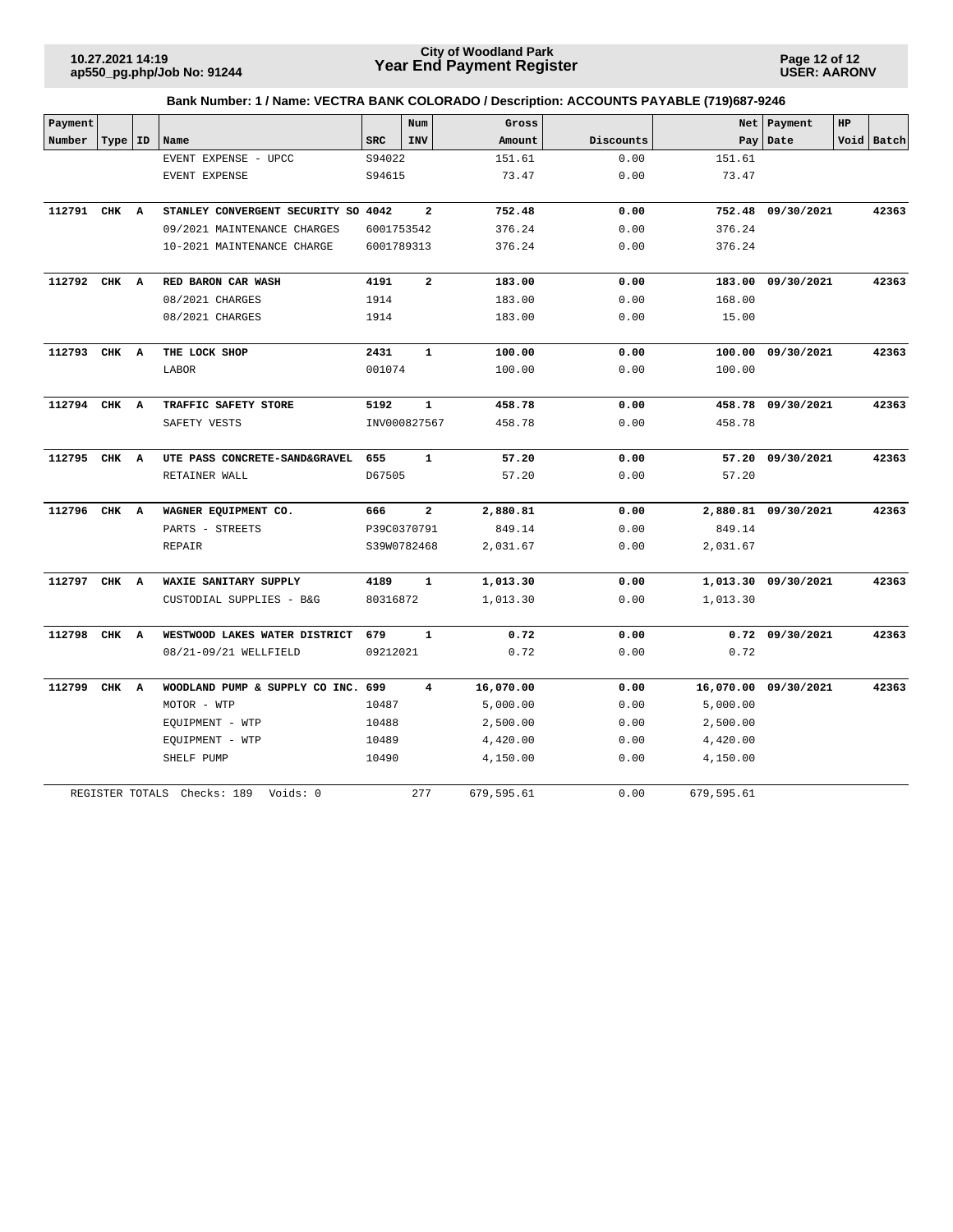**Bank Number: 1 / Name: VECTRA BANK COLORADO / Description: ACCOUNTS PAYABLE (719)687-9246**

| Payment Number | Type | ID | Name | SRC | Num INV | Gross Amount | Discounts | Net Pay | Payment Date | HP Void | Batch |
|---|---|---|---|---|---|---|---|---|---|---|---|
| | | | EVENT EXPENSE - UPCC | S94022 | | 151.61 | 0.00 | 151.61 | | | |
| | | | EVENT EXPENSE | S94615 | | 73.47 | 0.00 | 73.47 | | | |
| **112791** | **CHK** | **A** | **STANLEY CONVERGENT SECURITY SO** | **4042** | **2** | **752.48** | **0.00** | **752.48** | **09/30/2021** | | **42363** |
| | | | 09/2021 MAINTENANCE CHARGES | 6001753542 | | 376.24 | 0.00 | 376.24 | | | |
| | | | 10-2021 MAINTENANCE CHARGE | 6001789313 | | 376.24 | 0.00 | 376.24 | | | |
| **112792** | **CHK** | **A** | **RED BARON CAR WASH** | **4191** | **2** | **183.00** | **0.00** | **183.00** | **09/30/2021** | | **42363** |
| | | | 08/2021 CHARGES | 1914 | | 183.00 | 0.00 | 168.00 | | | |
| | | | 08/2021 CHARGES | 1914 | | 183.00 | 0.00 | 15.00 | | | |
| **112793** | **CHK** | **A** | **THE LOCK SHOP** | **2431** | **1** | **100.00** | **0.00** | **100.00** | **09/30/2021** | | **42363** |
| | | | LABOR | 001074 | | 100.00 | 0.00 | 100.00 | | | |
| **112794** | **CHK** | **A** | **TRAFFIC SAFETY STORE** | **5192** | **1** | **458.78** | **0.00** | **458.78** | **09/30/2021** | | **42363** |
| | | | SAFETY VESTS | INV000827567 | | 458.78 | 0.00 | 458.78 | | | |
| **112795** | **CHK** | **A** | **UTE PASS CONCRETE-SAND&GRAVEL** | **655** | **1** | **57.20** | **0.00** | **57.20** | **09/30/2021** | | **42363** |
| | | | RETAINER WALL | D67505 | | 57.20 | 0.00 | 57.20 | | | |
| **112796** | **CHK** | **A** | **WAGNER EQUIPMENT CO.** | **666** | **2** | **2,880.81** | **0.00** | **2,880.81** | **09/30/2021** | | **42363** |
| | | | PARTS - STREETS | P39C0370791 | | 849.14 | 0.00 | 849.14 | | | |
| | | | REPAIR | S39W0782468 | | 2,031.67 | 0.00 | 2,031.67 | | | |
| **112797** | **CHK** | **A** | **WAXIE SANITARY SUPPLY** | **4189** | **1** | **1,013.30** | **0.00** | **1,013.30** | **09/30/2021** | | **42363** |
| | | | CUSTODIAL SUPPLIES - B&G | 80316872 | | 1,013.30 | 0.00 | 1,013.30 | | | |
| **112798** | **CHK** | **A** | **WESTWOOD LAKES WATER DISTRICT** | **679** | **1** | **0.72** | **0.00** | **0.72** | **09/30/2021** | | **42363** |
| | | | 08/21-09/21 WELLFIELD | 09212021 | | 0.72 | 0.00 | 0.72 | | | |
| **112799** | **CHK** | **A** | **WOODLAND PUMP & SUPPLY CO INC.** | **699** | **4** | **16,070.00** | **0.00** | **16,070.00** | **09/30/2021** | | **42363** |
| | | | MOTOR - WTP | 10487 | | 5,000.00 | 0.00 | 5,000.00 | | | |
| | | | EQUIPMENT - WTP | 10488 | | 2,500.00 | 0.00 | 2,500.00 | | | |
| | | | EQUIPMENT - WTP | 10489 | | 4,420.00 | 0.00 | 4,420.00 | | | |
| | | | SHELF PUMP | 10490 | | 4,150.00 | 0.00 | 4,150.00 | | | |
| REGISTER TOTALS | | | Checks: 189 Voids: 0 | | 277 | 679,595.61 | 0.00 | 679,595.61 | | | |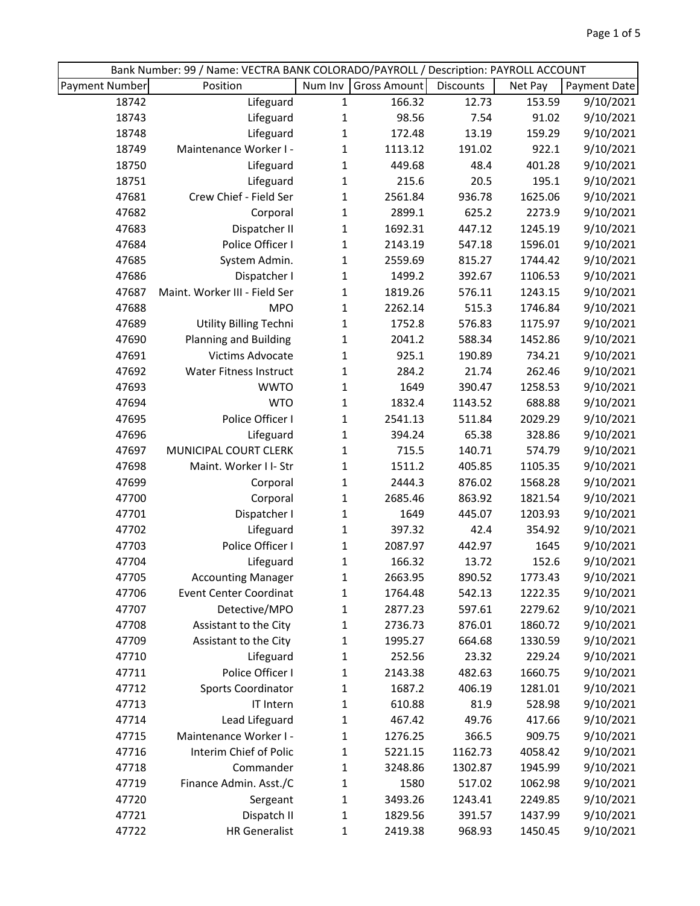| Bank Number: 99 / Name: VECTRA BANK COLORADO/PAYROLL / Description: PAYROLL ACCOUNT | | | | | | |
|---|---|---|---|---|---|---|
| Payment Number | Position | Num Inv | Gross Amount | Discounts | Net Pay | Payment Date |
| 18742 | Lifeguard | 1 | 166.32 | 12.73 | 153.59 | 9/10/2021 |
| 18743 | Lifeguard | 1 | 98.56 | 7.54 | 91.02 | 9/10/2021 |
| 18748 | Lifeguard | 1 | 172.48 | 13.19 | 159.29 | 9/10/2021 |
| 18749 | Maintenance Worker I - | 1 | 1113.12 | 191.02 | 922.1 | 9/10/2021 |
| 18750 | Lifeguard | 1 | 449.68 | 48.4 | 401.28 | 9/10/2021 |
| 18751 | Lifeguard | 1 | 215.6 | 20.5 | 195.1 | 9/10/2021 |
| 47681 | Crew Chief - Field Ser | 1 | 2561.84 | 936.78 | 1625.06 | 9/10/2021 |
| 47682 | Corporal | 1 | 2899.1 | 625.2 | 2273.9 | 9/10/2021 |
| 47683 | Dispatcher II | 1 | 1692.31 | 447.12 | 1245.19 | 9/10/2021 |
| 47684 | Police Officer I | 1 | 2143.19 | 547.18 | 1596.01 | 9/10/2021 |
| 47685 | System Admin. | 1 | 2559.69 | 815.27 | 1744.42 | 9/10/2021 |
| 47686 | Dispatcher I | 1 | 1499.2 | 392.67 | 1106.53 | 9/10/2021 |
| 47687 | Maint. Worker III - Field Ser | 1 | 1819.26 | 576.11 | 1243.15 | 9/10/2021 |
| 47688 | MPO | 1 | 2262.14 | 515.3 | 1746.84 | 9/10/2021 |
| 47689 | Utility Billing Techni | 1 | 1752.8 | 576.83 | 1175.97 | 9/10/2021 |
| 47690 | Planning and Building | 1 | 2041.2 | 588.34 | 1452.86 | 9/10/2021 |
| 47691 | Victims Advocate | 1 | 925.1 | 190.89 | 734.21 | 9/10/2021 |
| 47692 | Water Fitness Instruct | 1 | 284.2 | 21.74 | 262.46 | 9/10/2021 |
| 47693 | WWTO | 1 | 1649 | 390.47 | 1258.53 | 9/10/2021 |
| 47694 | WTO | 1 | 1832.4 | 1143.52 | 688.88 | 9/10/2021 |
| 47695 | Police Officer I | 1 | 2541.13 | 511.84 | 2029.29 | 9/10/2021 |
| 47696 | Lifeguard | 1 | 394.24 | 65.38 | 328.86 | 9/10/2021 |
| 47697 | MUNICIPAL COURT CLERK | 1 | 715.5 | 140.71 | 574.79 | 9/10/2021 |
| 47698 | Maint. Worker I I- Str | 1 | 1511.2 | 405.85 | 1105.35 | 9/10/2021 |
| 47699 | Corporal | 1 | 2444.3 | 876.02 | 1568.28 | 9/10/2021 |
| 47700 | Corporal | 1 | 2685.46 | 863.92 | 1821.54 | 9/10/2021 |
| 47701 | Dispatcher I | 1 | 1649 | 445.07 | 1203.93 | 9/10/2021 |
| 47702 | Lifeguard | 1 | 397.32 | 42.4 | 354.92 | 9/10/2021 |
| 47703 | Police Officer I | 1 | 2087.97 | 442.97 | 1645 | 9/10/2021 |
| 47704 | Lifeguard | 1 | 166.32 | 13.72 | 152.6 | 9/10/2021 |
| 47705 | Accounting Manager | 1 | 2663.95 | 890.52 | 1773.43 | 9/10/2021 |
| 47706 | Event Center Coordinat | 1 | 1764.48 | 542.13 | 1222.35 | 9/10/2021 |
| 47707 | Detective/MPO | 1 | 2877.23 | 597.61 | 2279.62 | 9/10/2021 |
| 47708 | Assistant to the City | 1 | 2736.73 | 876.01 | 1860.72 | 9/10/2021 |
| 47709 | Assistant to the City | 1 | 1995.27 | 664.68 | 1330.59 | 9/10/2021 |
| 47710 | Lifeguard | 1 | 252.56 | 23.32 | 229.24 | 9/10/2021 |
| 47711 | Police Officer I | 1 | 2143.38 | 482.63 | 1660.75 | 9/10/2021 |
| 47712 | Sports Coordinator | 1 | 1687.2 | 406.19 | 1281.01 | 9/10/2021 |
| 47713 | IT Intern | 1 | 610.88 | 81.9 | 528.98 | 9/10/2021 |
| 47714 | Lead Lifeguard | 1 | 467.42 | 49.76 | 417.66 | 9/10/2021 |
| 47715 | Maintenance Worker I - | 1 | 1276.25 | 366.5 | 909.75 | 9/10/2021 |
| 47716 | Interim Chief of Polic | 1 | 5221.15 | 1162.73 | 4058.42 | 9/10/2021 |
| 47718 | Commander | 1 | 3248.86 | 1302.87 | 1945.99 | 9/10/2021 |
| 47719 | Finance Admin. Asst./C | 1 | 1580 | 517.02 | 1062.98 | 9/10/2021 |
| 47720 | Sergeant | 1 | 3493.26 | 1243.41 | 2249.85 | 9/10/2021 |
| 47721 | Dispatch II | 1 | 1829.56 | 391.57 | 1437.99 | 9/10/2021 |
| 47722 | HR Generalist | 1 | 2419.38 | 968.93 | 1450.45 | 9/10/2021 |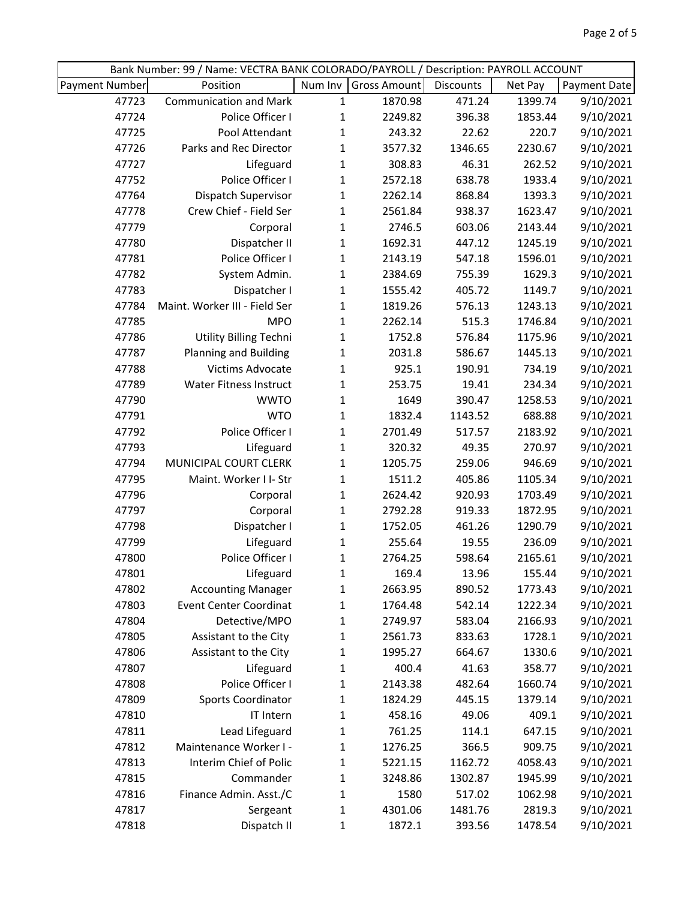| Bank Number: 99 / Name: VECTRA BANK COLORADO/PAYROLL / Description: PAYROLL ACCOUNT | | | | | | |
|---|---|---|---|---|---|---|
| Payment Number | Position | Num Inv | Gross Amount | Discounts | Net Pay | Payment Date |
| 47723 | Communication and Mark | 1 | 1870.98 | 471.24 | 1399.74 | 9/10/2021 |
| 47724 | Police Officer I | 1 | 2249.82 | 396.38 | 1853.44 | 9/10/2021 |
| 47725 | Pool Attendant | 1 | 243.32 | 22.62 | 220.7 | 9/10/2021 |
| 47726 | Parks and Rec Director | 1 | 3577.32 | 1346.65 | 2230.67 | 9/10/2021 |
| 47727 | Lifeguard | 1 | 308.83 | 46.31 | 262.52 | 9/10/2021 |
| 47752 | Police Officer I | 1 | 2572.18 | 638.78 | 1933.4 | 9/10/2021 |
| 47764 | Dispatch Supervisor | 1 | 2262.14 | 868.84 | 1393.3 | 9/10/2021 |
| 47778 | Crew Chief - Field Ser | 1 | 2561.84 | 938.37 | 1623.47 | 9/10/2021 |
| 47779 | Corporal | 1 | 2746.5 | 603.06 | 2143.44 | 9/10/2021 |
| 47780 | Dispatcher II | 1 | 1692.31 | 447.12 | 1245.19 | 9/10/2021 |
| 47781 | Police Officer I | 1 | 2143.19 | 547.18 | 1596.01 | 9/10/2021 |
| 47782 | System Admin. | 1 | 2384.69 | 755.39 | 1629.3 | 9/10/2021 |
| 47783 | Dispatcher I | 1 | 1555.42 | 405.72 | 1149.7 | 9/10/2021 |
| 47784 | Maint. Worker III - Field Ser | 1 | 1819.26 | 576.13 | 1243.13 | 9/10/2021 |
| 47785 | MPO | 1 | 2262.14 | 515.3 | 1746.84 | 9/10/2021 |
| 47786 | Utility Billing Techni | 1 | 1752.8 | 576.84 | 1175.96 | 9/10/2021 |
| 47787 | Planning and Building | 1 | 2031.8 | 586.67 | 1445.13 | 9/10/2021 |
| 47788 | Victims Advocate | 1 | 925.1 | 190.91 | 734.19 | 9/10/2021 |
| 47789 | Water Fitness Instruct | 1 | 253.75 | 19.41 | 234.34 | 9/10/2021 |
| 47790 | WWTO | 1 | 1649 | 390.47 | 1258.53 | 9/10/2021 |
| 47791 | WTO | 1 | 1832.4 | 1143.52 | 688.88 | 9/10/2021 |
| 47792 | Police Officer I | 1 | 2701.49 | 517.57 | 2183.92 | 9/10/2021 |
| 47793 | Lifeguard | 1 | 320.32 | 49.35 | 270.97 | 9/10/2021 |
| 47794 | MUNICIPAL COURT CLERK | 1 | 1205.75 | 259.06 | 946.69 | 9/10/2021 |
| 47795 | Maint. Worker I I- Str | 1 | 1511.2 | 405.86 | 1105.34 | 9/10/2021 |
| 47796 | Corporal | 1 | 2624.42 | 920.93 | 1703.49 | 9/10/2021 |
| 47797 | Corporal | 1 | 2792.28 | 919.33 | 1872.95 | 9/10/2021 |
| 47798 | Dispatcher I | 1 | 1752.05 | 461.26 | 1290.79 | 9/10/2021 |
| 47799 | Lifeguard | 1 | 255.64 | 19.55 | 236.09 | 9/10/2021 |
| 47800 | Police Officer I | 1 | 2764.25 | 598.64 | 2165.61 | 9/10/2021 |
| 47801 | Lifeguard | 1 | 169.4 | 13.96 | 155.44 | 9/10/2021 |
| 47802 | Accounting Manager | 1 | 2663.95 | 890.52 | 1773.43 | 9/10/2021 |
| 47803 | Event Center Coordinat | 1 | 1764.48 | 542.14 | 1222.34 | 9/10/2021 |
| 47804 | Detective/MPO | 1 | 2749.97 | 583.04 | 2166.93 | 9/10/2021 |
| 47805 | Assistant to the City | 1 | 2561.73 | 833.63 | 1728.1 | 9/10/2021 |
| 47806 | Assistant to the City | 1 | 1995.27 | 664.67 | 1330.6 | 9/10/2021 |
| 47807 | Lifeguard | 1 | 400.4 | 41.63 | 358.77 | 9/10/2021 |
| 47808 | Police Officer I | 1 | 2143.38 | 482.64 | 1660.74 | 9/10/2021 |
| 47809 | Sports Coordinator | 1 | 1824.29 | 445.15 | 1379.14 | 9/10/2021 |
| 47810 | IT Intern | 1 | 458.16 | 49.06 | 409.1 | 9/10/2021 |
| 47811 | Lead Lifeguard | 1 | 761.25 | 114.1 | 647.15 | 9/10/2021 |
| 47812 | Maintenance Worker I - | 1 | 1276.25 | 366.5 | 909.75 | 9/10/2021 |
| 47813 | Interim Chief of Polic | 1 | 5221.15 | 1162.72 | 4058.43 | 9/10/2021 |
| 47815 | Commander | 1 | 3248.86 | 1302.87 | 1945.99 | 9/10/2021 |
| 47816 | Finance Admin. Asst./C | 1 | 1580 | 517.02 | 1062.98 | 9/10/2021 |
| 47817 | Sergeant | 1 | 4301.06 | 1481.76 | 2819.3 | 9/10/2021 |
| 47818 | Dispatch II | 1 | 1872.1 | 393.56 | 1478.54 | 9/10/2021 |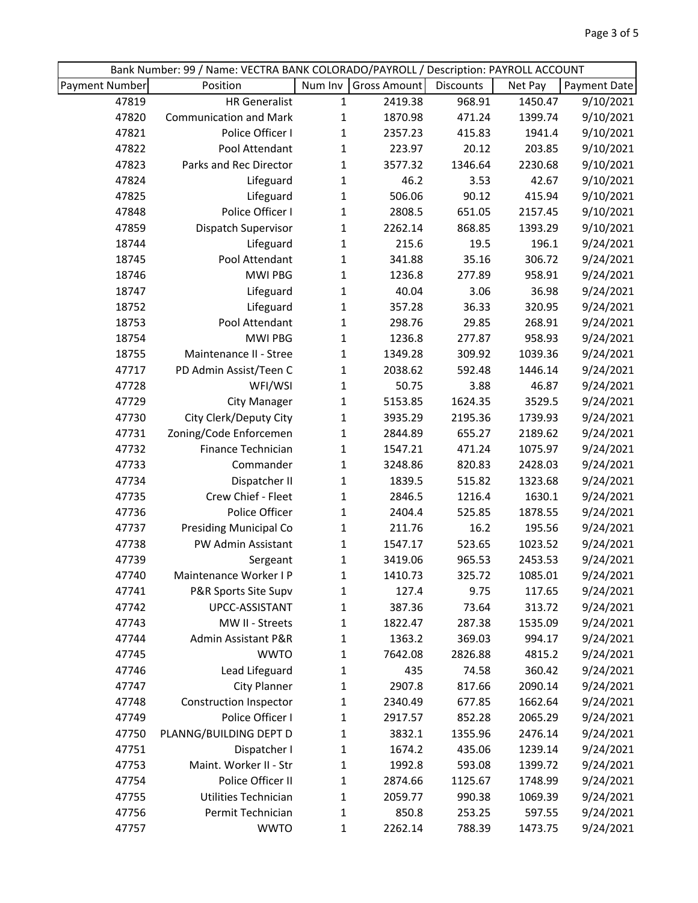| Bank Number: 99 / Name: VECTRA BANK COLORADO/PAYROLL / Description: PAYROLL ACCOUNT | | | | | | |
|---|---|---|---|---|---|---|
| Payment Number | Position | Num Inv | Gross Amount | Discounts | Net Pay | Payment Date |
| 47819 | HR Generalist | 1 | 2419.38 | 968.91 | 1450.47 | 9/10/2021 |
| 47820 | Communication and Mark | 1 | 1870.98 | 471.24 | 1399.74 | 9/10/2021 |
| 47821 | Police Officer I | 1 | 2357.23 | 415.83 | 1941.4 | 9/10/2021 |
| 47822 | Pool Attendant | 1 | 223.97 | 20.12 | 203.85 | 9/10/2021 |
| 47823 | Parks and Rec Director | 1 | 3577.32 | 1346.64 | 2230.68 | 9/10/2021 |
| 47824 | Lifeguard | 1 | 46.2 | 3.53 | 42.67 | 9/10/2021 |
| 47825 | Lifeguard | 1 | 506.06 | 90.12 | 415.94 | 9/10/2021 |
| 47848 | Police Officer I | 1 | 2808.5 | 651.05 | 2157.45 | 9/10/2021 |
| 47859 | Dispatch Supervisor | 1 | 2262.14 | 868.85 | 1393.29 | 9/10/2021 |
| 18744 | Lifeguard | 1 | 215.6 | 19.5 | 196.1 | 9/24/2021 |
| 18745 | Pool Attendant | 1 | 341.88 | 35.16 | 306.72 | 9/24/2021 |
| 18746 | MWI PBG | 1 | 1236.8 | 277.89 | 958.91 | 9/24/2021 |
| 18747 | Lifeguard | 1 | 40.04 | 3.06 | 36.98 | 9/24/2021 |
| 18752 | Lifeguard | 1 | 357.28 | 36.33 | 320.95 | 9/24/2021 |
| 18753 | Pool Attendant | 1 | 298.76 | 29.85 | 268.91 | 9/24/2021 |
| 18754 | MWI PBG | 1 | 1236.8 | 277.87 | 958.93 | 9/24/2021 |
| 18755 | Maintenance II - Stree | 1 | 1349.28 | 309.92 | 1039.36 | 9/24/2021 |
| 47717 | PD Admin Assist/Teen C | 1 | 2038.62 | 592.48 | 1446.14 | 9/24/2021 |
| 47728 | WFI/WSI | 1 | 50.75 | 3.88 | 46.87 | 9/24/2021 |
| 47729 | City Manager | 1 | 5153.85 | 1624.35 | 3529.5 | 9/24/2021 |
| 47730 | City Clerk/Deputy City | 1 | 3935.29 | 2195.36 | 1739.93 | 9/24/2021 |
| 47731 | Zoning/Code Enforcemen | 1 | 2844.89 | 655.27 | 2189.62 | 9/24/2021 |
| 47732 | Finance Technician | 1 | 1547.21 | 471.24 | 1075.97 | 9/24/2021 |
| 47733 | Commander | 1 | 3248.86 | 820.83 | 2428.03 | 9/24/2021 |
| 47734 | Dispatcher II | 1 | 1839.5 | 515.82 | 1323.68 | 9/24/2021 |
| 47735 | Crew Chief - Fleet | 1 | 2846.5 | 1216.4 | 1630.1 | 9/24/2021 |
| 47736 | Police Officer | 1 | 2404.4 | 525.85 | 1878.55 | 9/24/2021 |
| 47737 | Presiding Municipal Co | 1 | 211.76 | 16.2 | 195.56 | 9/24/2021 |
| 47738 | PW Admin Assistant | 1 | 1547.17 | 523.65 | 1023.52 | 9/24/2021 |
| 47739 | Sergeant | 1 | 3419.06 | 965.53 | 2453.53 | 9/24/2021 |
| 47740 | Maintenance Worker I P | 1 | 1410.73 | 325.72 | 1085.01 | 9/24/2021 |
| 47741 | P&R Sports Site Supv | 1 | 127.4 | 9.75 | 117.65 | 9/24/2021 |
| 47742 | UPCC-ASSISTANT | 1 | 387.36 | 73.64 | 313.72 | 9/24/2021 |
| 47743 | MW II - Streets | 1 | 1822.47 | 287.38 | 1535.09 | 9/24/2021 |
| 47744 | Admin Assistant P&R | 1 | 1363.2 | 369.03 | 994.17 | 9/24/2021 |
| 47745 | WWTO | 1 | 7642.08 | 2826.88 | 4815.2 | 9/24/2021 |
| 47746 | Lead Lifeguard | 1 | 435 | 74.58 | 360.42 | 9/24/2021 |
| 47747 | City Planner | 1 | 2907.8 | 817.66 | 2090.14 | 9/24/2021 |
| 47748 | Construction Inspector | 1 | 2340.49 | 677.85 | 1662.64 | 9/24/2021 |
| 47749 | Police Officer I | 1 | 2917.57 | 852.28 | 2065.29 | 9/24/2021 |
| 47750 | PLANNG/BUILDING DEPT D | 1 | 3832.1 | 1355.96 | 2476.14 | 9/24/2021 |
| 47751 | Dispatcher I | 1 | 1674.2 | 435.06 | 1239.14 | 9/24/2021 |
| 47753 | Maint. Worker II - Str | 1 | 1992.8 | 593.08 | 1399.72 | 9/24/2021 |
| 47754 | Police Officer II | 1 | 2874.66 | 1125.67 | 1748.99 | 9/24/2021 |
| 47755 | Utilities Technician | 1 | 2059.77 | 990.38 | 1069.39 | 9/24/2021 |
| 47756 | Permit Technician | 1 | 850.8 | 253.25 | 597.55 | 9/24/2021 |
| 47757 | WWTO | 1 | 2262.14 | 788.39 | 1473.75 | 9/24/2021 |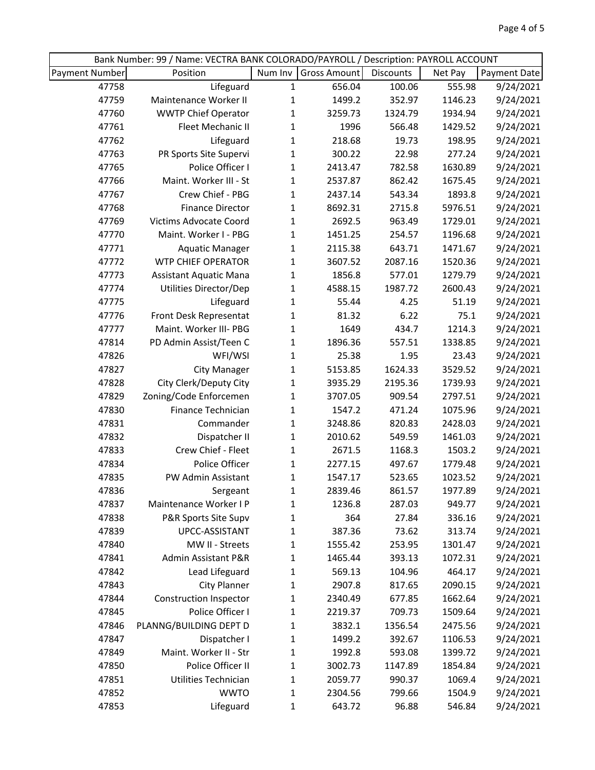| Bank Number: 99 / Name: VECTRA BANK COLORADO/PAYROLL / Description: PAYROLL ACCOUNT | | | | | | |
|---|---|---|---|---|---|---|
| Payment Number | Position | Num Inv | Gross Amount | Discounts | Net Pay | Payment Date |
| 47758 | Lifeguard | 1 | 656.04 | 100.06 | 555.98 | 9/24/2021 |
| 47759 | Maintenance Worker II | 1 | 1499.2 | 352.97 | 1146.23 | 9/24/2021 |
| 47760 | WWTP Chief Operator | 1 | 3259.73 | 1324.79 | 1934.94 | 9/24/2021 |
| 47761 | Fleet Mechanic II | 1 | 1996 | 566.48 | 1429.52 | 9/24/2021 |
| 47762 | Lifeguard | 1 | 218.68 | 19.73 | 198.95 | 9/24/2021 |
| 47763 | PR Sports Site Supervi | 1 | 300.22 | 22.98 | 277.24 | 9/24/2021 |
| 47765 | Police Officer I | 1 | 2413.47 | 782.58 | 1630.89 | 9/24/2021 |
| 47766 | Maint. Worker III - St | 1 | 2537.87 | 862.42 | 1675.45 | 9/24/2021 |
| 47767 | Crew Chief - PBG | 1 | 2437.14 | 543.34 | 1893.8 | 9/24/2021 |
| 47768 | Finance Director | 1 | 8692.31 | 2715.8 | 5976.51 | 9/24/2021 |
| 47769 | Victims Advocate Coord | 1 | 2692.5 | 963.49 | 1729.01 | 9/24/2021 |
| 47770 | Maint. Worker I - PBG | 1 | 1451.25 | 254.57 | 1196.68 | 9/24/2021 |
| 47771 | Aquatic Manager | 1 | 2115.38 | 643.71 | 1471.67 | 9/24/2021 |
| 47772 | WTP CHIEF OPERATOR | 1 | 3607.52 | 2087.16 | 1520.36 | 9/24/2021 |
| 47773 | Assistant Aquatic Mana | 1 | 1856.8 | 577.01 | 1279.79 | 9/24/2021 |
| 47774 | Utilities Director/Dep | 1 | 4588.15 | 1987.72 | 2600.43 | 9/24/2021 |
| 47775 | Lifeguard | 1 | 55.44 | 4.25 | 51.19 | 9/24/2021 |
| 47776 | Front Desk Representat | 1 | 81.32 | 6.22 | 75.1 | 9/24/2021 |
| 47777 | Maint. Worker III- PBG | 1 | 1649 | 434.7 | 1214.3 | 9/24/2021 |
| 47814 | PD Admin Assist/Teen C | 1 | 1896.36 | 557.51 | 1338.85 | 9/24/2021 |
| 47826 | WFI/WSI | 1 | 25.38 | 1.95 | 23.43 | 9/24/2021 |
| 47827 | City Manager | 1 | 5153.85 | 1624.33 | 3529.52 | 9/24/2021 |
| 47828 | City Clerk/Deputy City | 1 | 3935.29 | 2195.36 | 1739.93 | 9/24/2021 |
| 47829 | Zoning/Code Enforcemen | 1 | 3707.05 | 909.54 | 2797.51 | 9/24/2021 |
| 47830 | Finance Technician | 1 | 1547.2 | 471.24 | 1075.96 | 9/24/2021 |
| 47831 | Commander | 1 | 3248.86 | 820.83 | 2428.03 | 9/24/2021 |
| 47832 | Dispatcher II | 1 | 2010.62 | 549.59 | 1461.03 | 9/24/2021 |
| 47833 | Crew Chief - Fleet | 1 | 2671.5 | 1168.3 | 1503.2 | 9/24/2021 |
| 47834 | Police Officer | 1 | 2277.15 | 497.67 | 1779.48 | 9/24/2021 |
| 47835 | PW Admin Assistant | 1 | 1547.17 | 523.65 | 1023.52 | 9/24/2021 |
| 47836 | Sergeant | 1 | 2839.46 | 861.57 | 1977.89 | 9/24/2021 |
| 47837 | Maintenance Worker I P | 1 | 1236.8 | 287.03 | 949.77 | 9/24/2021 |
| 47838 | P&R Sports Site Supv | 1 | 364 | 27.84 | 336.16 | 9/24/2021 |
| 47839 | UPCC-ASSISTANT | 1 | 387.36 | 73.62 | 313.74 | 9/24/2021 |
| 47840 | MW II - Streets | 1 | 1555.42 | 253.95 | 1301.47 | 9/24/2021 |
| 47841 | Admin Assistant P&R | 1 | 1465.44 | 393.13 | 1072.31 | 9/24/2021 |
| 47842 | Lead Lifeguard | 1 | 569.13 | 104.96 | 464.17 | 9/24/2021 |
| 47843 | City Planner | 1 | 2907.8 | 817.65 | 2090.15 | 9/24/2021 |
| 47844 | Construction Inspector | 1 | 2340.49 | 677.85 | 1662.64 | 9/24/2021 |
| 47845 | Police Officer I | 1 | 2219.37 | 709.73 | 1509.64 | 9/24/2021 |
| 47846 | PLANNG/BUILDING DEPT D | 1 | 3832.1 | 1356.54 | 2475.56 | 9/24/2021 |
| 47847 | Dispatcher I | 1 | 1499.2 | 392.67 | 1106.53 | 9/24/2021 |
| 47849 | Maint. Worker II - Str | 1 | 1992.8 | 593.08 | 1399.72 | 9/24/2021 |
| 47850 | Police Officer II | 1 | 3002.73 | 1147.89 | 1854.84 | 9/24/2021 |
| 47851 | Utilities Technician | 1 | 2059.77 | 990.37 | 1069.4 | 9/24/2021 |
| 47852 | WWTO | 1 | 2304.56 | 799.66 | 1504.9 | 9/24/2021 |
| 47853 | Lifeguard | 1 | 643.72 | 96.88 | 546.84 | 9/24/2021 |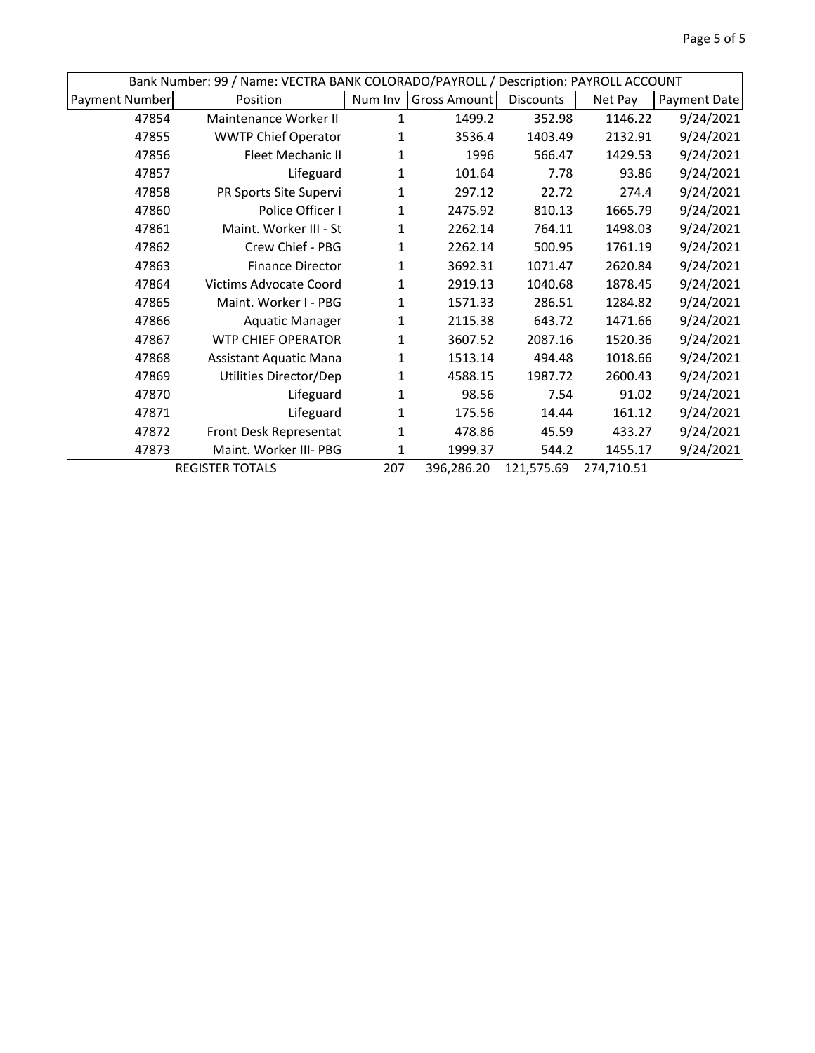| Bank Number: 99 / Name: VECTRA BANK COLORADO/PAYROLL / Description: PAYROLL ACCOUNT | | | | | | |
|---|---|---|---|---|---|---|
| Payment Number | Position | Num Inv | Gross Amount | Discounts | Net Pay | Payment Date |
| 47854 | Maintenance Worker II | 1 | 1499.2 | 352.98 | 1146.22 | 9/24/2021 |
| 47855 | WWTP Chief Operator | 1 | 3536.4 | 1403.49 | 2132.91 | 9/24/2021 |
| 47856 | Fleet Mechanic II | 1 | 1996 | 566.47 | 1429.53 | 9/24/2021 |
| 47857 | Lifeguard | 1 | 101.64 | 7.78 | 93.86 | 9/24/2021 |
| 47858 | PR Sports Site Supervi | 1 | 297.12 | 22.72 | 274.4 | 9/24/2021 |
| 47860 | Police Officer I | 1 | 2475.92 | 810.13 | 1665.79 | 9/24/2021 |
| 47861 | Maint. Worker III - St | 1 | 2262.14 | 764.11 | 1498.03 | 9/24/2021 |
| 47862 | Crew Chief - PBG | 1 | 2262.14 | 500.95 | 1761.19 | 9/24/2021 |
| 47863 | Finance Director | 1 | 3692.31 | 1071.47 | 2620.84 | 9/24/2021 |
| 47864 | Victims Advocate Coord | 1 | 2919.13 | 1040.68 | 1878.45 | 9/24/2021 |
| 47865 | Maint. Worker I - PBG | 1 | 1571.33 | 286.51 | 1284.82 | 9/24/2021 |
| 47866 | Aquatic Manager | 1 | 2115.38 | 643.72 | 1471.66 | 9/24/2021 |
| 47867 | WTP CHIEF OPERATOR | 1 | 3607.52 | 2087.16 | 1520.36 | 9/24/2021 |
| 47868 | Assistant Aquatic Mana | 1 | 1513.14 | 494.48 | 1018.66 | 9/24/2021 |
| 47869 | Utilities Director/Dep | 1 | 4588.15 | 1987.72 | 2600.43 | 9/24/2021 |
| 47870 | Lifeguard | 1 | 98.56 | 7.54 | 91.02 | 9/24/2021 |
| 47871 | Lifeguard | 1 | 175.56 | 14.44 | 161.12 | 9/24/2021 |
| 47872 | Front Desk Representat | 1 | 478.86 | 45.59 | 433.27 | 9/24/2021 |
| 47873 | Maint. Worker III- PBG | 1 | 1999.37 | 544.2 | 1455.17 | 9/24/2021 |
| | REGISTER TOTALS | 207 | 396,286.20 | 121,575.69 | 274,710.51 | |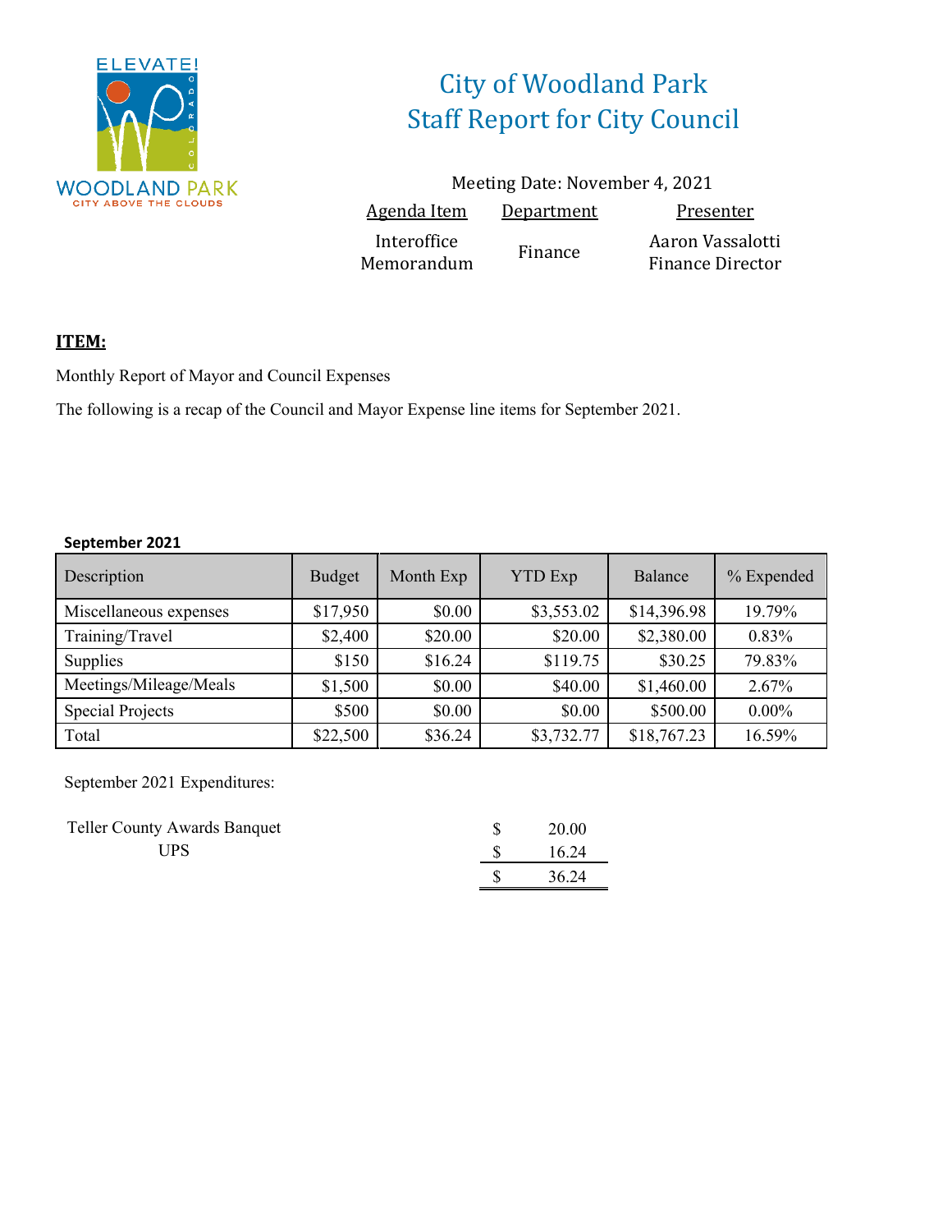ELEVATE!

WOODLAND PARK
CITY ABOVE THE CLOUDS

# City of Woodland Park
# Staff Report for City Council

Meeting Date: November 4, 2021

| Agenda Item | Department | Presenter |
|---|---|---|
| Interoffice Memorandum | Finance | Aaron Vassalotti Finance Director |

**ITEM:**

Monthly Report of Mayor and Council Expenses

The following is a recap of the Council and Mayor Expense line items for September 2021.

**September 2021**

| Description | Budget | Month Exp | YTD Exp | Balance | % Expended |
|---|---|---|---|---|---|
| Miscellaneous expenses | $17,950 | $0.00 | $3,553.02 | $14,396.98 | 19.79% |
| Training/Travel | $2,400 | $20.00 | $20.00 | $2,380.00 | 0.83% |
| Supplies | $150 | $16.24 | $119.75 | $30.25 | 79.83% |
| Meetings/Mileage/Meals | $1,500 | $0.00 | $40.00 | $1,460.00 | 2.67% |
| Special Projects | $500 | $0.00 | $0.00 | $500.00 | 0.00% |
| Total | $22,500 | $36.24 | $3,732.77 | $18,767.23 | 16.59% |

September 2021 Expenditures:

| | |
|---|---|
| Teller County Awards Banquet | $ 20.00 |
| UPS | $ 16.24 |
| | $ 36.24 |